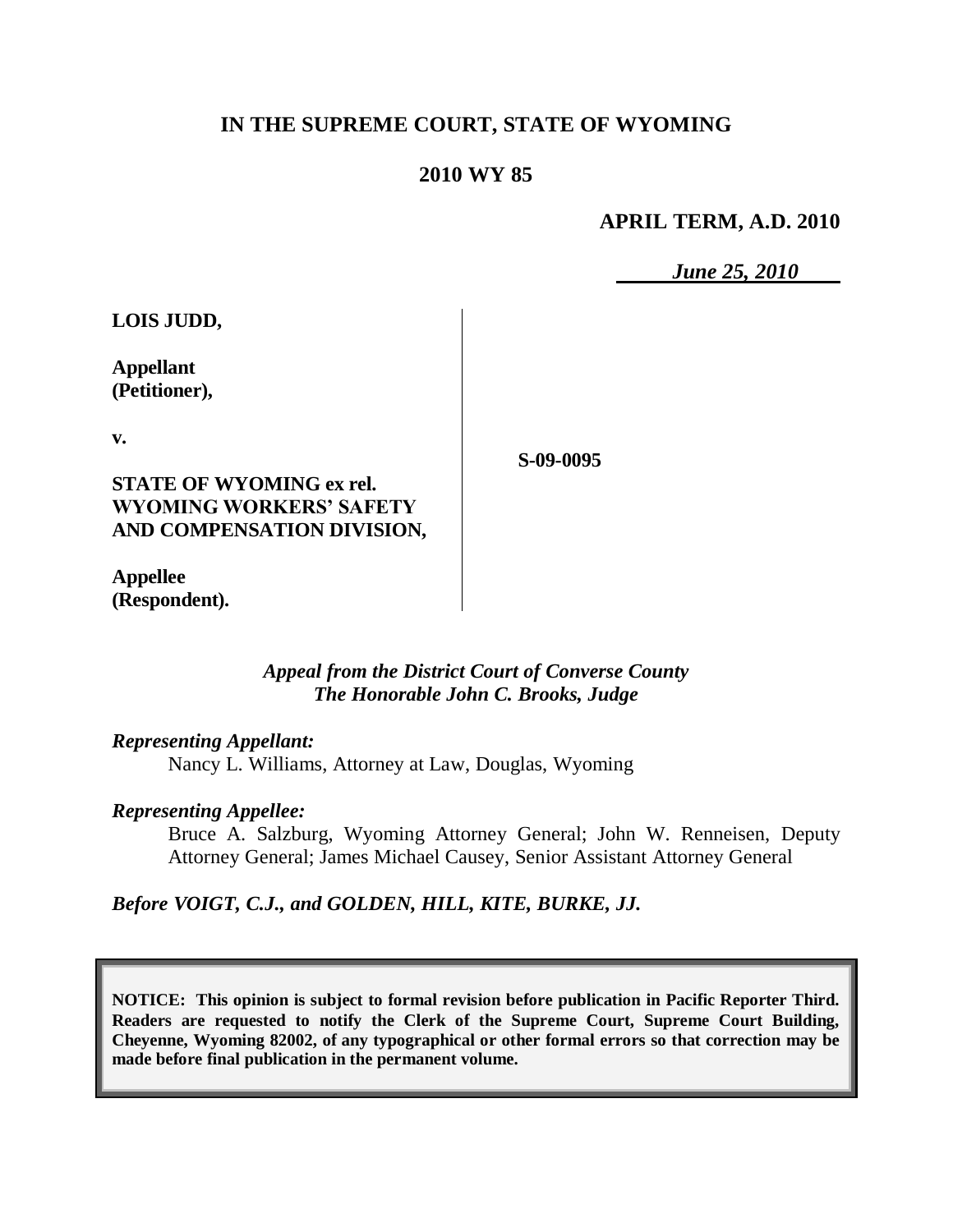# IN THE SUPREME COURT, STATE OF WYOMING

## 2010 WY 85

**APRIL TERM, A.D. 2010**

***June 25, 2010***

**LOIS JUDD,**

**Appellant (Petitioner),**

**v.**

**STATE OF WYOMING ex rel. WYOMING WORKERS' SAFETY AND COMPENSATION DIVISION,**

**Appellee (Respondent).**

**S-09-0095**

*Appeal from the District Court of Converse County*
*The Honorable John C. Brooks, Judge*

*Representing Appellant:*

Nancy L. Williams, Attorney at Law, Douglas, Wyoming

*Representing Appellee:*

Bruce A. Salzburg, Wyoming Attorney General; John W. Renneisen, Deputy Attorney General; James Michael Causey, Senior Assistant Attorney General

***Before VOIGT, C.J., and GOLDEN, HILL, KITE, BURKE, JJ.***

**NOTICE: This opinion is subject to formal revision before publication in Pacific Reporter Third. Readers are requested to notify the Clerk of the Supreme Court, Supreme Court Building, Cheyenne, Wyoming 82002, of any typographical or other formal errors so that correction may be made before final publication in the permanent volume.**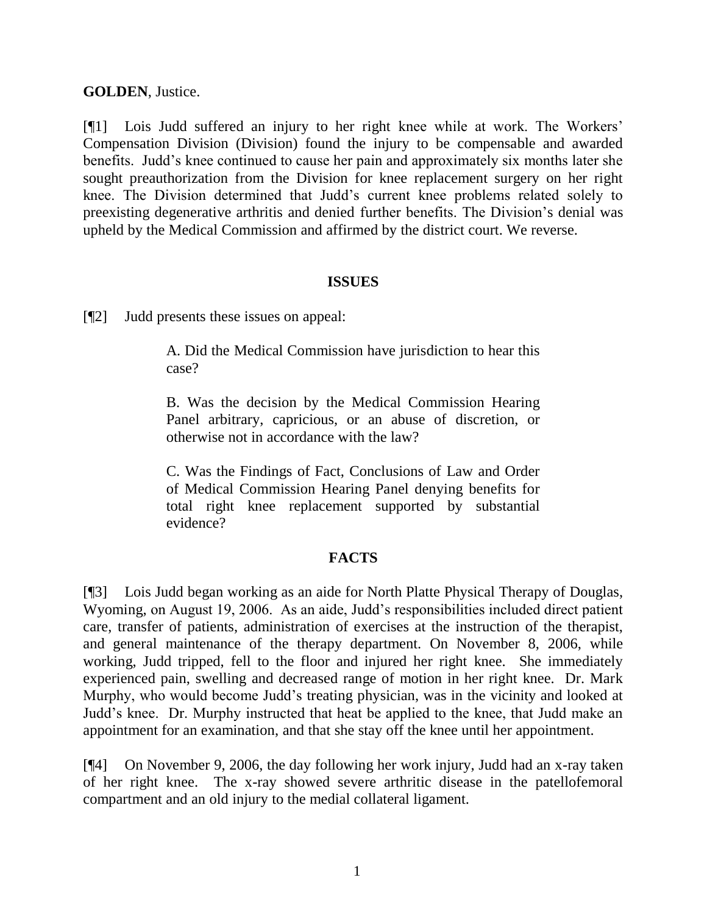**GOLDEN**, Justice.

[¶1] Lois Judd suffered an injury to her right knee while at work. The Workers' Compensation Division (Division) found the injury to be compensable and awarded benefits. Judd's knee continued to cause her pain and approximately six months later she sought preauthorization from the Division for knee replacement surgery on her right knee. The Division determined that Judd's current knee problems related solely to preexisting degenerative arthritis and denied further benefits. The Division's denial was upheld by the Medical Commission and affirmed by the district court. We reverse.

## ISSUES

[¶2] Judd presents these issues on appeal:

> A. Did the Medical Commission have jurisdiction to hear this case?
>
> B. Was the decision by the Medical Commission Hearing Panel arbitrary, capricious, or an abuse of discretion, or otherwise not in accordance with the law?
>
> C. Was the Findings of Fact, Conclusions of Law and Order of Medical Commission Hearing Panel denying benefits for total right knee replacement supported by substantial evidence?

## FACTS

[¶3] Lois Judd began working as an aide for North Platte Physical Therapy of Douglas, Wyoming, on August 19, 2006. As an aide, Judd's responsibilities included direct patient care, transfer of patients, administration of exercises at the instruction of the therapist, and general maintenance of the therapy department. On November 8, 2006, while working, Judd tripped, fell to the floor and injured her right knee. She immediately experienced pain, swelling and decreased range of motion in her right knee. Dr. Mark Murphy, who would become Judd's treating physician, was in the vicinity and looked at Judd's knee. Dr. Murphy instructed that heat be applied to the knee, that Judd make an appointment for an examination, and that she stay off the knee until her appointment.

[¶4] On November 9, 2006, the day following her work injury, Judd had an x-ray taken of her right knee. The x-ray showed severe arthritic disease in the patellofemoral compartment and an old injury to the medial collateral ligament.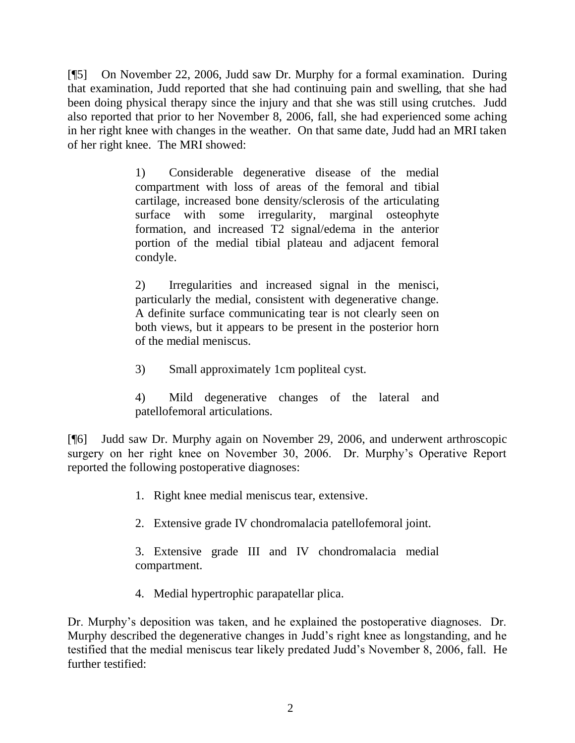[¶5] On November 22, 2006, Judd saw Dr. Murphy for a formal examination. During that examination, Judd reported that she had continuing pain and swelling, that she had been doing physical therapy since the injury and that she was still using crutches. Judd also reported that prior to her November 8, 2006, fall, she had experienced some aching in her right knee with changes in the weather. On that same date, Judd had an MRI taken of her right knee. The MRI showed:

> 1) Considerable degenerative disease of the medial compartment with loss of areas of the femoral and tibial cartilage, increased bone density/sclerosis of the articulating surface with some irregularity, marginal osteophyte formation, and increased T2 signal/edema in the anterior portion of the medial tibial plateau and adjacent femoral condyle.
>
> 2) Irregularities and increased signal in the menisci, particularly the medial, consistent with degenerative change. A definite surface communicating tear is not clearly seen on both views, but it appears to be present in the posterior horn of the medial meniscus.
>
> 3) Small approximately 1cm popliteal cyst.
>
> 4) Mild degenerative changes of the lateral and patellofemoral articulations.

[¶6] Judd saw Dr. Murphy again on November 29, 2006, and underwent arthroscopic surgery on her right knee on November 30, 2006. Dr. Murphy's Operative Report reported the following postoperative diagnoses:

> 1. Right knee medial meniscus tear, extensive.
>
> 2. Extensive grade IV chondromalacia patellofemoral joint.
>
> 3. Extensive grade III and IV chondromalacia medial compartment.
>
> 4. Medial hypertrophic parapatellar plica.

Dr. Murphy's deposition was taken, and he explained the postoperative diagnoses. Dr. Murphy described the degenerative changes in Judd's right knee as longstanding, and he testified that the medial meniscus tear likely predated Judd's November 8, 2006, fall. He further testified: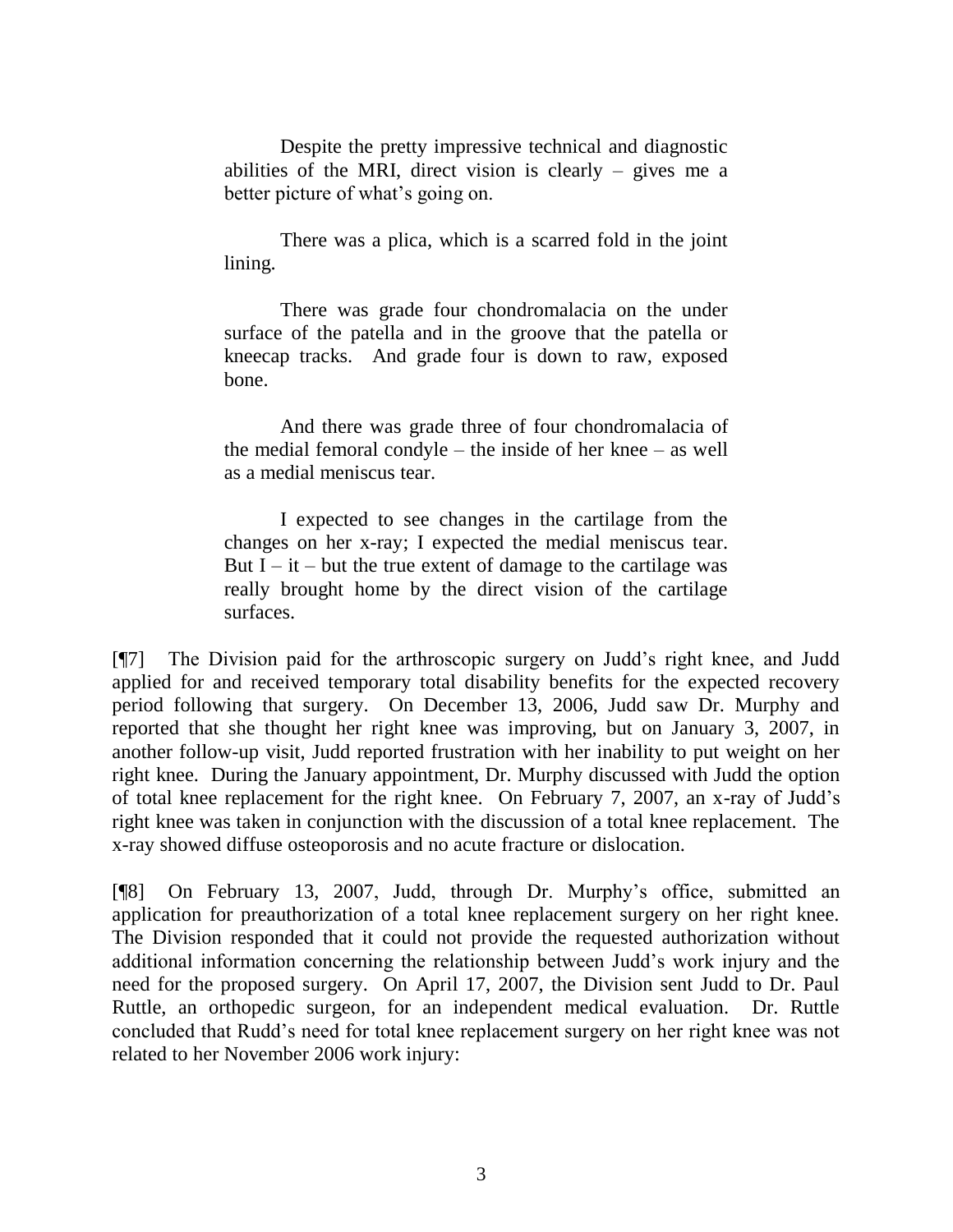> Despite the pretty impressive technical and diagnostic abilities of the MRI, direct vision is clearly – gives me a better picture of what's going on.
>
> There was a plica, which is a scarred fold in the joint lining.
>
> There was grade four chondromalacia on the under surface of the patella and in the groove that the patella or kneecap tracks. And grade four is down to raw, exposed bone.
>
> And there was grade three of four chondromalacia of the medial femoral condyle – the inside of her knee – as well as a medial meniscus tear.
>
> I expected to see changes in the cartilage from the changes on her x-ray; I expected the medial meniscus tear. But I – it – but the true extent of damage to the cartilage was really brought home by the direct vision of the cartilage surfaces.

[¶7] The Division paid for the arthroscopic surgery on Judd's right knee, and Judd applied for and received temporary total disability benefits for the expected recovery period following that surgery. On December 13, 2006, Judd saw Dr. Murphy and reported that she thought her right knee was improving, but on January 3, 2007, in another follow-up visit, Judd reported frustration with her inability to put weight on her right knee. During the January appointment, Dr. Murphy discussed with Judd the option of total knee replacement for the right knee. On February 7, 2007, an x-ray of Judd's right knee was taken in conjunction with the discussion of a total knee replacement. The x-ray showed diffuse osteoporosis and no acute fracture or dislocation.

[¶8] On February 13, 2007, Judd, through Dr. Murphy's office, submitted an application for preauthorization of a total knee replacement surgery on her right knee. The Division responded that it could not provide the requested authorization without additional information concerning the relationship between Judd's work injury and the need for the proposed surgery. On April 17, 2007, the Division sent Judd to Dr. Paul Ruttle, an orthopedic surgeon, for an independent medical evaluation. Dr. Ruttle concluded that Rudd's need for total knee replacement surgery on her right knee was not related to her November 2006 work injury: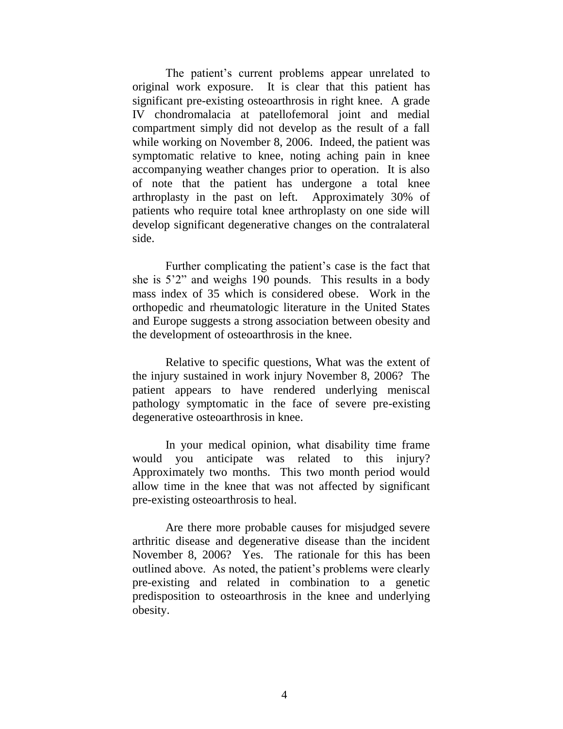The patient's current problems appear unrelated to original work exposure. It is clear that this patient has significant pre-existing osteoarthrosis in right knee. A grade IV chondromalacia at patellofemoral joint and medial compartment simply did not develop as the result of a fall while working on November 8, 2006. Indeed, the patient was symptomatic relative to knee, noting aching pain in knee accompanying weather changes prior to operation. It is also of note that the patient has undergone a total knee arthroplasty in the past on left. Approximately 30% of patients who require total knee arthroplasty on one side will develop significant degenerative changes on the contralateral side.

Further complicating the patient's case is the fact that she is 5'2" and weighs 190 pounds. This results in a body mass index of 35 which is considered obese. Work in the orthopedic and rheumatologic literature in the United States and Europe suggests a strong association between obesity and the development of osteoarthrosis in the knee.

Relative to specific questions, What was the extent of the injury sustained in work injury November 8, 2006? The patient appears to have rendered underlying meniscal pathology symptomatic in the face of severe pre-existing degenerative osteoarthrosis in knee.

In your medical opinion, what disability time frame would you anticipate was related to this injury? Approximately two months. This two month period would allow time in the knee that was not affected by significant pre-existing osteoarthrosis to heal.

Are there more probable causes for misjudged severe arthritic disease and degenerative disease than the incident November 8, 2006? Yes. The rationale for this has been outlined above. As noted, the patient's problems were clearly pre-existing and related in combination to a genetic predisposition to osteoarthrosis in the knee and underlying obesity.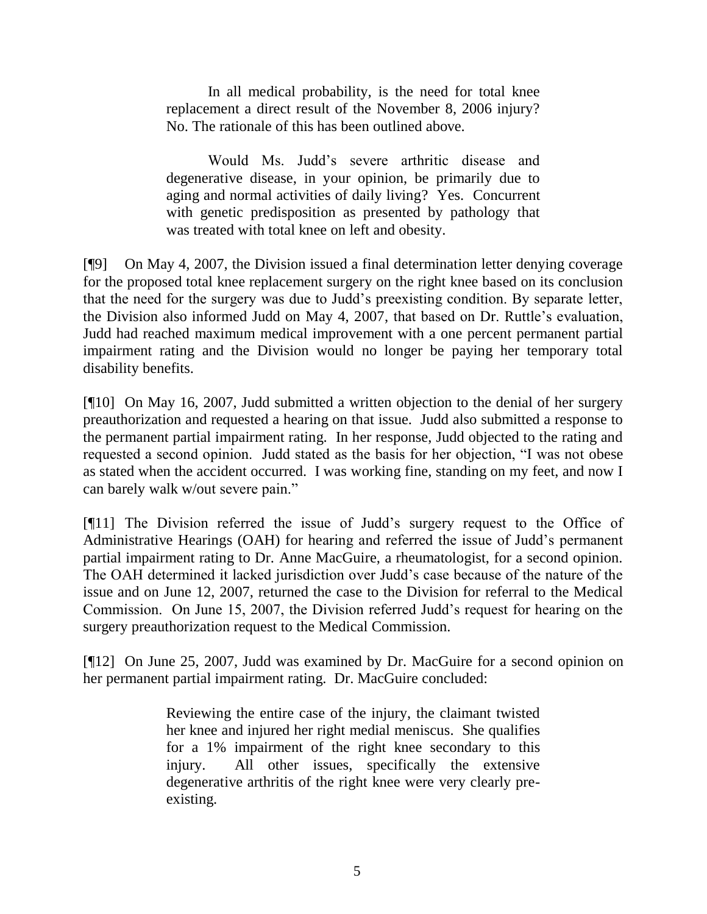> In all medical probability, is the need for total knee replacement a direct result of the November 8, 2006 injury? No. The rationale of this has been outlined above.
>
> Would Ms. Judd's severe arthritic disease and degenerative disease, in your opinion, be primarily due to aging and normal activities of daily living? Yes. Concurrent with genetic predisposition as presented by pathology that was treated with total knee on left and obesity.

[¶9] On May 4, 2007, the Division issued a final determination letter denying coverage for the proposed total knee replacement surgery on the right knee based on its conclusion that the need for the surgery was due to Judd's preexisting condition. By separate letter, the Division also informed Judd on May 4, 2007, that based on Dr. Ruttle's evaluation, Judd had reached maximum medical improvement with a one percent permanent partial impairment rating and the Division would no longer be paying her temporary total disability benefits.

[¶10] On May 16, 2007, Judd submitted a written objection to the denial of her surgery preauthorization and requested a hearing on that issue. Judd also submitted a response to the permanent partial impairment rating. In her response, Judd objected to the rating and requested a second opinion. Judd stated as the basis for her objection, "I was not obese as stated when the accident occurred. I was working fine, standing on my feet, and now I can barely walk w/out severe pain."

[¶11] The Division referred the issue of Judd's surgery request to the Office of Administrative Hearings (OAH) for hearing and referred the issue of Judd's permanent partial impairment rating to Dr. Anne MacGuire, a rheumatologist, for a second opinion. The OAH determined it lacked jurisdiction over Judd's case because of the nature of the issue and on June 12, 2007, returned the case to the Division for referral to the Medical Commission. On June 15, 2007, the Division referred Judd's request for hearing on the surgery preauthorization request to the Medical Commission.

[¶12] On June 25, 2007, Judd was examined by Dr. MacGuire for a second opinion on her permanent partial impairment rating. Dr. MacGuire concluded:

> Reviewing the entire case of the injury, the claimant twisted her knee and injured her right medial meniscus. She qualifies for a 1% impairment of the right knee secondary to this injury. All other issues, specifically the extensive degenerative arthritis of the right knee were very clearly pre-existing.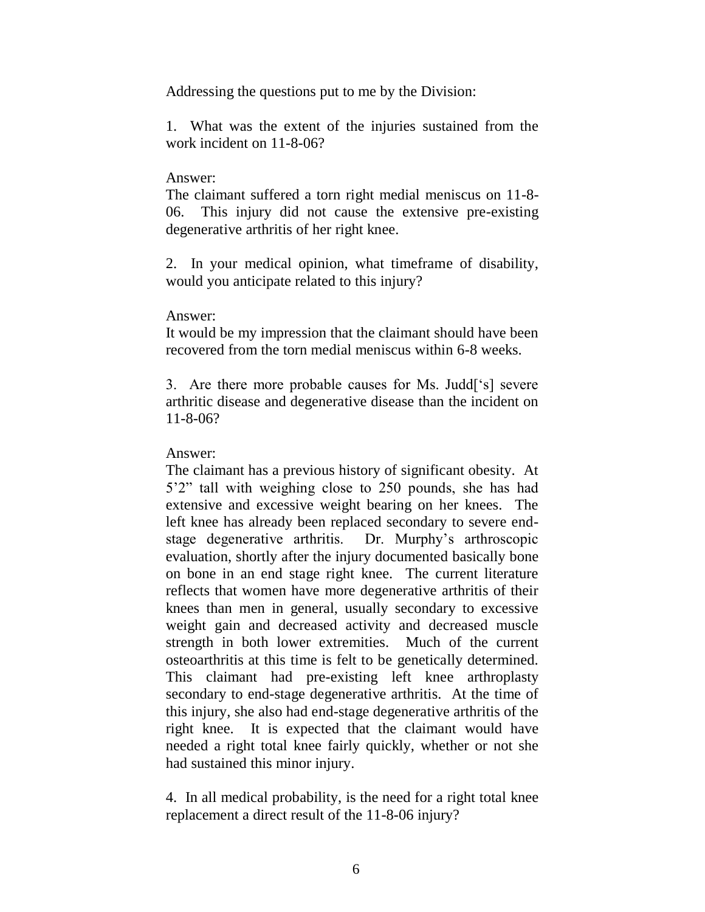Addressing the questions put to me by the Division:

1. What was the extent of the injuries sustained from the work incident on 11-8-06?

Answer:
The claimant suffered a torn right medial meniscus on 11-8-06. This injury did not cause the extensive pre-existing degenerative arthritis of her right knee.

2. In your medical opinion, what timeframe of disability, would you anticipate related to this injury?

Answer:
It would be my impression that the claimant should have been recovered from the torn medial meniscus within 6-8 weeks.

3. Are there more probable causes for Ms. Judd['s] severe arthritic disease and degenerative disease than the incident on 11-8-06?

Answer:
The claimant has a previous history of significant obesity. At 5'2" tall with weighing close to 250 pounds, she has had extensive and excessive weight bearing on her knees. The left knee has already been replaced secondary to severe end-stage degenerative arthritis. Dr. Murphy's arthroscopic evaluation, shortly after the injury documented basically bone on bone in an end stage right knee. The current literature reflects that women have more degenerative arthritis of their knees than men in general, usually secondary to excessive weight gain and decreased activity and decreased muscle strength in both lower extremities. Much of the current osteoarthritis at this time is felt to be genetically determined. This claimant had pre-existing left knee arthroplasty secondary to end-stage degenerative arthritis. At the time of this injury, she also had end-stage degenerative arthritis of the right knee. It is expected that the claimant would have needed a right total knee fairly quickly, whether or not she had sustained this minor injury.

4. In all medical probability, is the need for a right total knee replacement a direct result of the 11-8-06 injury?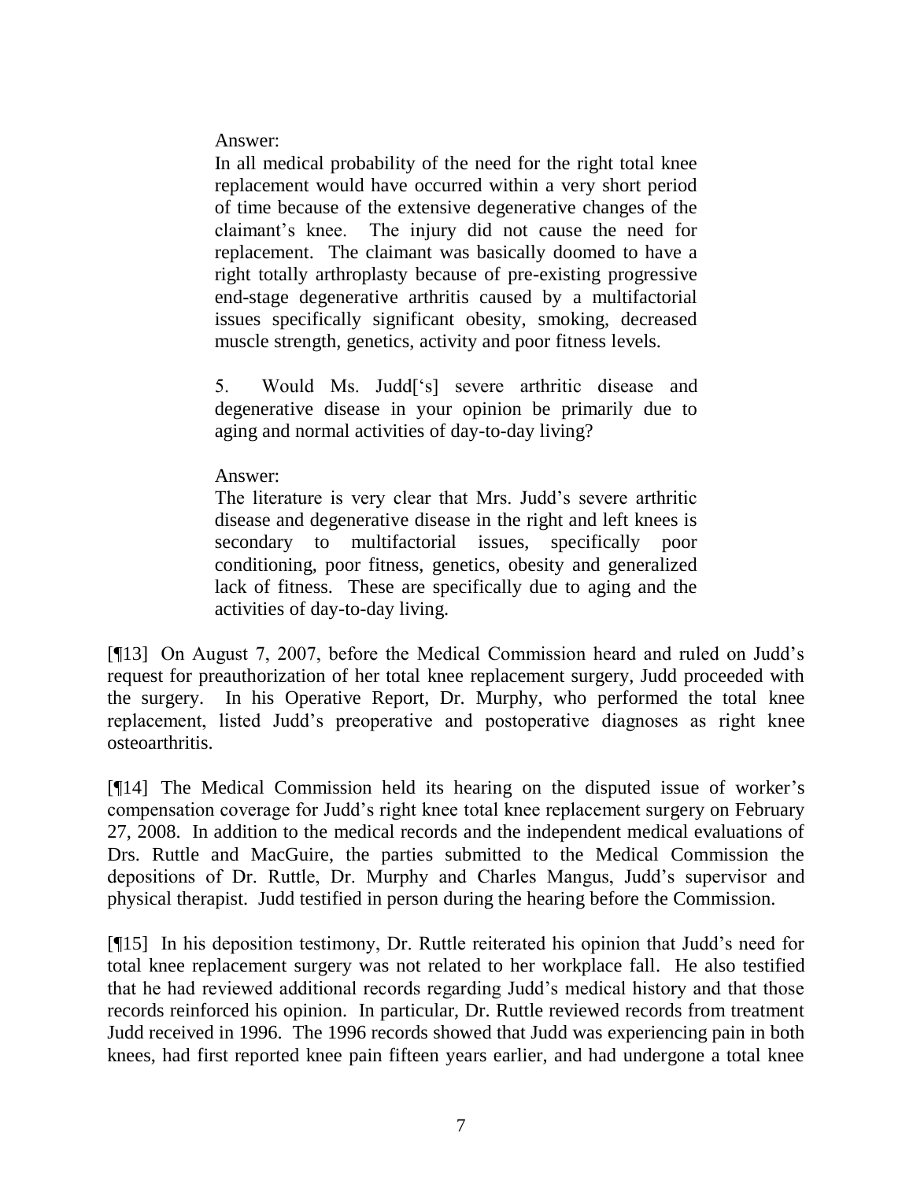> Answer:
>
> In all medical probability of the need for the right total knee replacement would have occurred within a very short period of time because of the extensive degenerative changes of the claimant's knee. The injury did not cause the need for replacement. The claimant was basically doomed to have a right totally arthroplasty because of pre-existing progressive end-stage degenerative arthritis caused by a multifactorial issues specifically significant obesity, smoking, decreased muscle strength, genetics, activity and poor fitness levels.
>
> 5. Would Ms. Judd['s] severe arthritic disease and degenerative disease in your opinion be primarily due to aging and normal activities of day-to-day living?
>
> Answer:
>
> The literature is very clear that Mrs. Judd's severe arthritic disease and degenerative disease in the right and left knees is secondary to multifactorial issues, specifically poor conditioning, poor fitness, genetics, obesity and generalized lack of fitness. These are specifically due to aging and the activities of day-to-day living.

[¶13] On August 7, 2007, before the Medical Commission heard and ruled on Judd's request for preauthorization of her total knee replacement surgery, Judd proceeded with the surgery. In his Operative Report, Dr. Murphy, who performed the total knee replacement, listed Judd's preoperative and postoperative diagnoses as right knee osteoarthritis.

[¶14] The Medical Commission held its hearing on the disputed issue of worker's compensation coverage for Judd's right knee total knee replacement surgery on February 27, 2008. In addition to the medical records and the independent medical evaluations of Drs. Ruttle and MacGuire, the parties submitted to the Medical Commission the depositions of Dr. Ruttle, Dr. Murphy and Charles Mangus, Judd's supervisor and physical therapist. Judd testified in person during the hearing before the Commission.

[¶15] In his deposition testimony, Dr. Ruttle reiterated his opinion that Judd's need for total knee replacement surgery was not related to her workplace fall. He also testified that he had reviewed additional records regarding Judd's medical history and that those records reinforced his opinion. In particular, Dr. Ruttle reviewed records from treatment Judd received in 1996. The 1996 records showed that Judd was experiencing pain in both knees, had first reported knee pain fifteen years earlier, and had undergone a total knee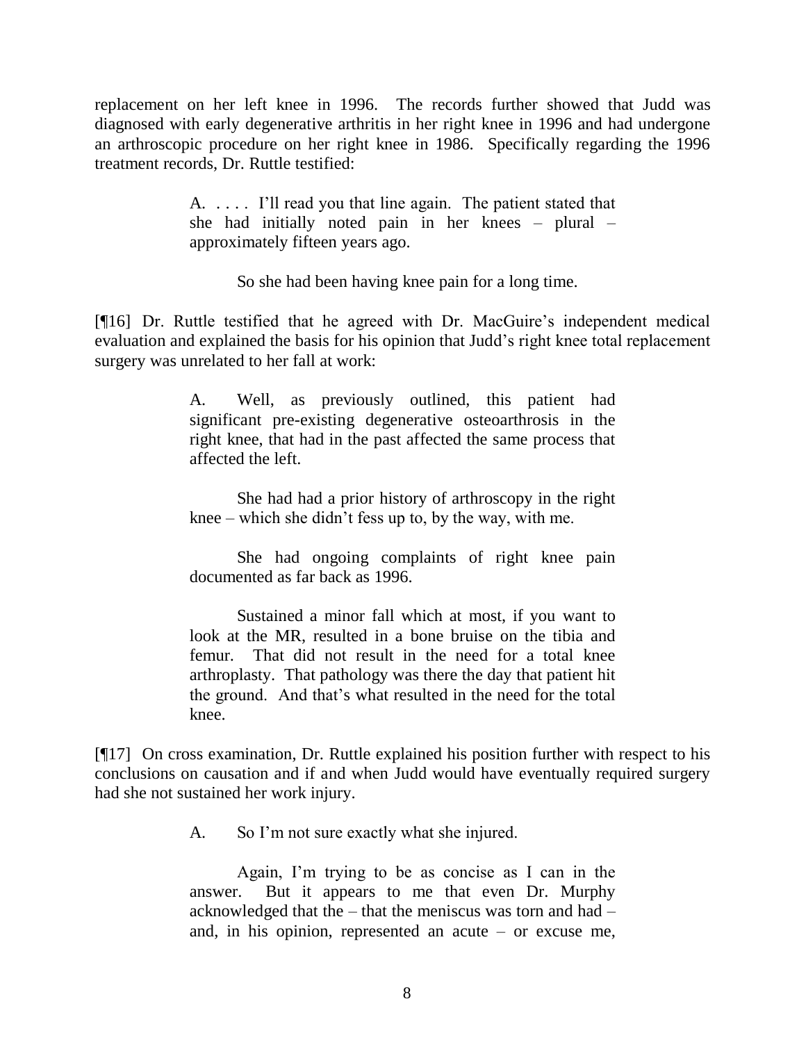replacement on her left knee in 1996. The records further showed that Judd was diagnosed with early degenerative arthritis in her right knee in 1996 and had undergone an arthroscopic procedure on her right knee in 1986. Specifically regarding the 1996 treatment records, Dr. Ruttle testified:

> A. . . . . I'll read you that line again. The patient stated that she had initially noted pain in her knees – plural – approximately fifteen years ago.
>
> So she had been having knee pain for a long time.

[¶16] Dr. Ruttle testified that he agreed with Dr. MacGuire's independent medical evaluation and explained the basis for his opinion that Judd's right knee total replacement surgery was unrelated to her fall at work:

> A. Well, as previously outlined, this patient had significant pre-existing degenerative osteoarthrosis in the right knee, that had in the past affected the same process that affected the left.
>
> She had had a prior history of arthroscopy in the right knee – which she didn't fess up to, by the way, with me.
>
> She had ongoing complaints of right knee pain documented as far back as 1996.
>
> Sustained a minor fall which at most, if you want to look at the MR, resulted in a bone bruise on the tibia and femur. That did not result in the need for a total knee arthroplasty. That pathology was there the day that patient hit the ground. And that's what resulted in the need for the total knee.

[¶17] On cross examination, Dr. Ruttle explained his position further with respect to his conclusions on causation and if and when Judd would have eventually required surgery had she not sustained her work injury.

> A. So I'm not sure exactly what she injured.
>
> Again, I'm trying to be as concise as I can in the answer. But it appears to me that even Dr. Murphy acknowledged that the – that the meniscus was torn and had – and, in his opinion, represented an acute – or excuse me,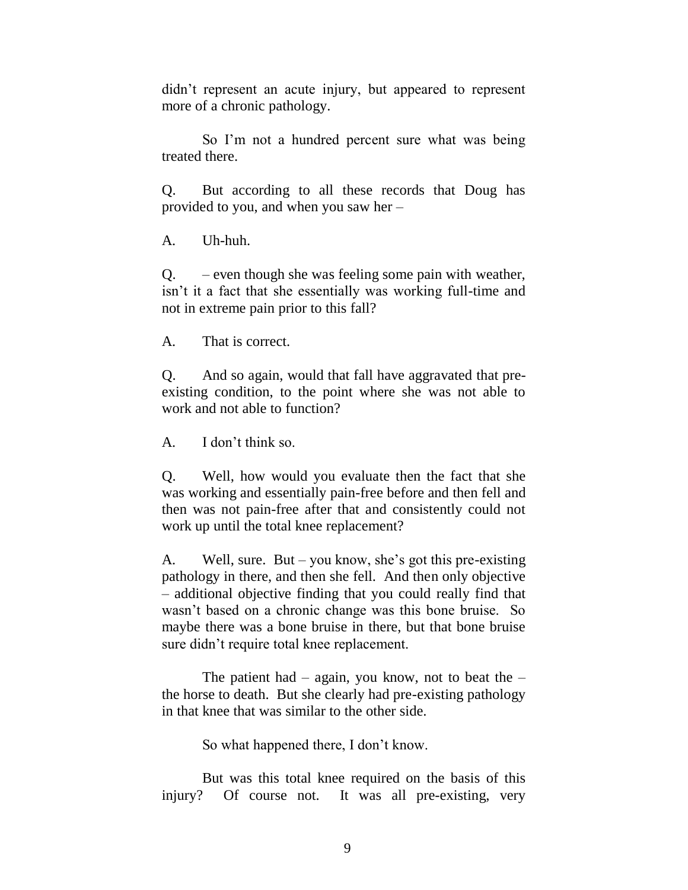didn't represent an acute injury, but appeared to represent more of a chronic pathology.

So I'm not a hundred percent sure what was being treated there.

Q. But according to all these records that Doug has provided to you, and when you saw her –

A. Uh-huh.

Q. – even though she was feeling some pain with weather, isn't it a fact that she essentially was working full-time and not in extreme pain prior to this fall?

A. That is correct.

Q. And so again, would that fall have aggravated that pre-existing condition, to the point where she was not able to work and not able to function?

A. I don't think so.

Q. Well, how would you evaluate then the fact that she was working and essentially pain-free before and then fell and then was not pain-free after that and consistently could not work up until the total knee replacement?

A. Well, sure. But – you know, she's got this pre-existing pathology in there, and then she fell. And then only objective – additional objective finding that you could really find that wasn't based on a chronic change was this bone bruise. So maybe there was a bone bruise in there, but that bone bruise sure didn't require total knee replacement.

The patient had – again, you know, not to beat the – the horse to death. But she clearly had pre-existing pathology in that knee that was similar to the other side.

So what happened there, I don't know.

But was this total knee required on the basis of this injury? Of course not. It was all pre-existing, very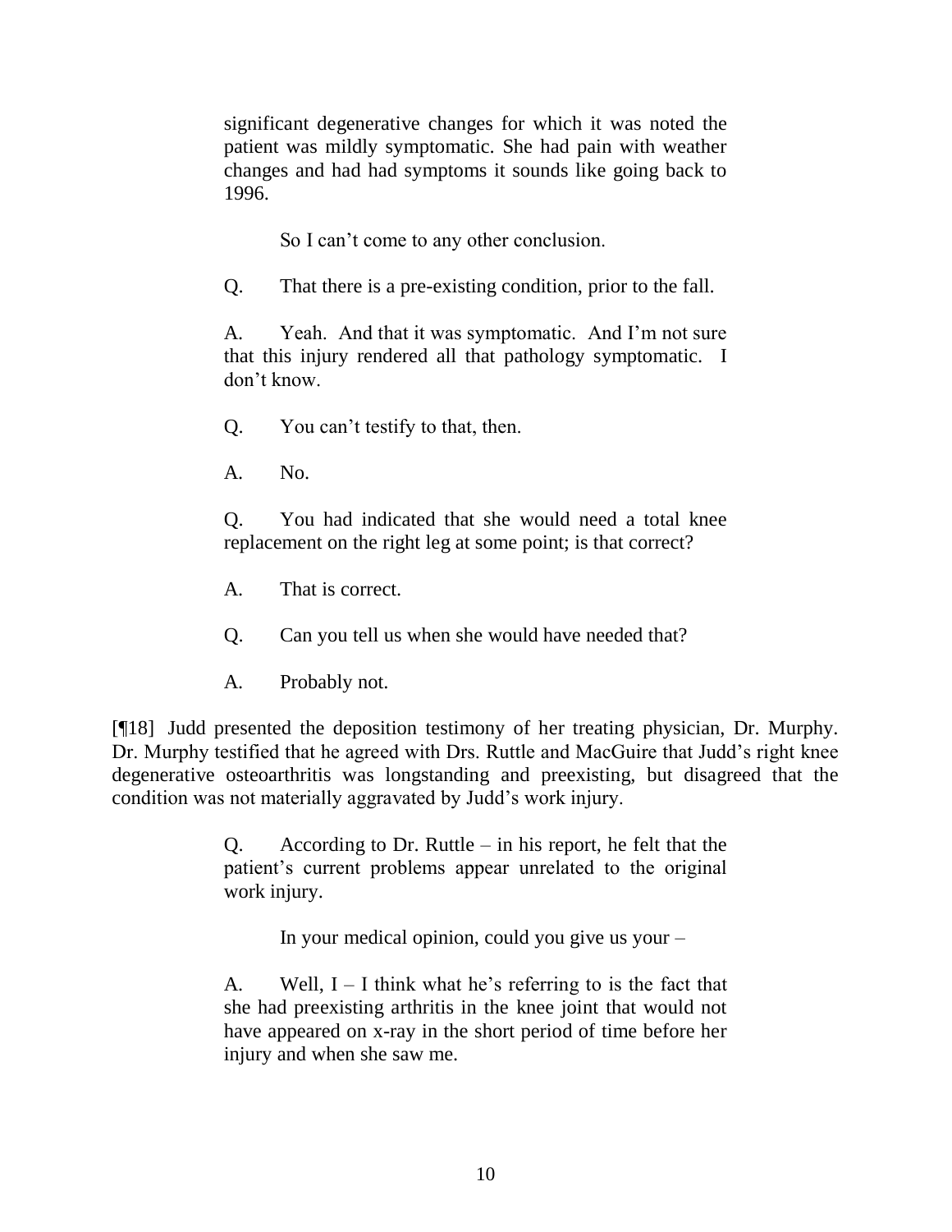significant degenerative changes for which it was noted the patient was mildly symptomatic. She had pain with weather changes and had had symptoms it sounds like going back to 1996.

> So I can't come to any other conclusion.
>
> Q. That there is a pre-existing condition, prior to the fall.
>
> A. Yeah. And that it was symptomatic. And I'm not sure that this injury rendered all that pathology symptomatic. I don't know.
>
> Q. You can't testify to that, then.
>
> A. No.
>
> Q. You had indicated that she would need a total knee replacement on the right leg at some point; is that correct?
>
> A. That is correct.
>
> Q. Can you tell us when she would have needed that?
>
> A. Probably not.

[¶18] Judd presented the deposition testimony of her treating physician, Dr. Murphy. Dr. Murphy testified that he agreed with Drs. Ruttle and MacGuire that Judd's right knee degenerative osteoarthritis was longstanding and preexisting, but disagreed that the condition was not materially aggravated by Judd's work injury.

> Q. According to Dr. Ruttle – in his report, he felt that the patient's current problems appear unrelated to the original work injury.
>
> In your medical opinion, could you give us your –
>
> A. Well, I – I think what he's referring to is the fact that she had preexisting arthritis in the knee joint that would not have appeared on x-ray in the short period of time before her injury and when she saw me.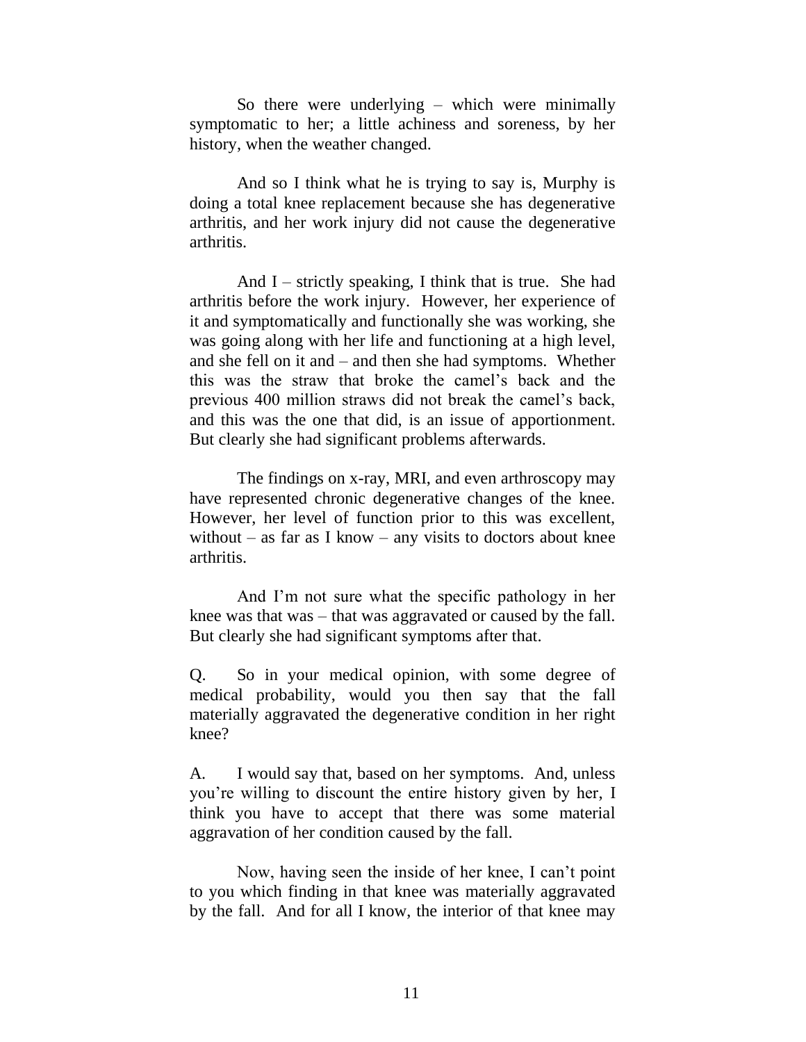So there were underlying – which were minimally symptomatic to her; a little achiness and soreness, by her history, when the weather changed.

And so I think what he is trying to say is, Murphy is doing a total knee replacement because she has degenerative arthritis, and her work injury did not cause the degenerative arthritis.

And I – strictly speaking, I think that is true. She had arthritis before the work injury. However, her experience of it and symptomatically and functionally she was working, she was going along with her life and functioning at a high level, and she fell on it and – and then she had symptoms. Whether this was the straw that broke the camel's back and the previous 400 million straws did not break the camel's back, and this was the one that did, is an issue of apportionment. But clearly she had significant problems afterwards.

The findings on x-ray, MRI, and even arthroscopy may have represented chronic degenerative changes of the knee. However, her level of function prior to this was excellent, without – as far as I know – any visits to doctors about knee arthritis.

And I'm not sure what the specific pathology in her knee was that was – that was aggravated or caused by the fall. But clearly she had significant symptoms after that.

Q. So in your medical opinion, with some degree of medical probability, would you then say that the fall materially aggravated the degenerative condition in her right knee?

A. I would say that, based on her symptoms. And, unless you're willing to discount the entire history given by her, I think you have to accept that there was some material aggravation of her condition caused by the fall.

Now, having seen the inside of her knee, I can't point to you which finding in that knee was materially aggravated by the fall. And for all I know, the interior of that knee may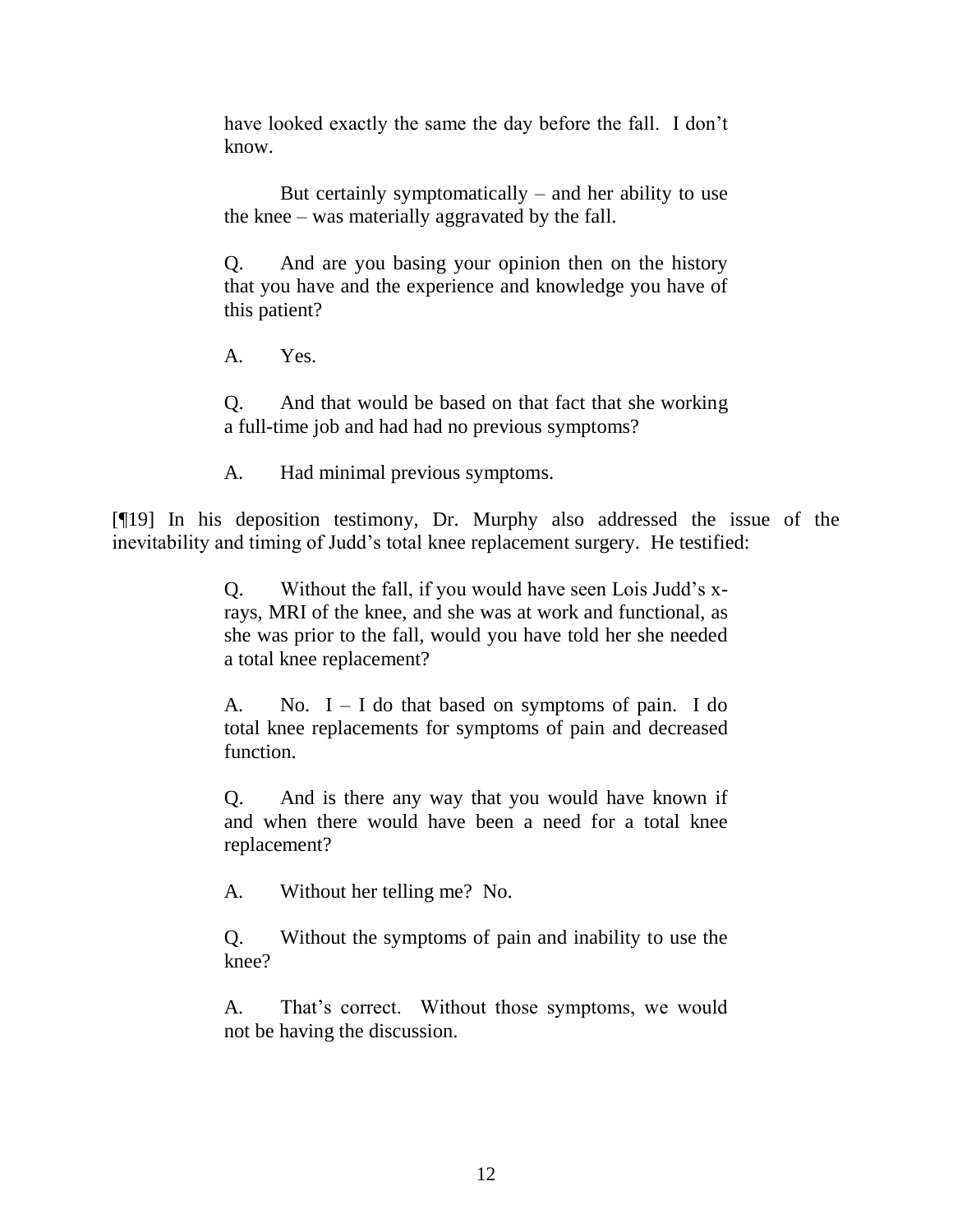have looked exactly the same the day before the fall. I don't know.

But certainly symptomatically – and her ability to use the knee – was materially aggravated by the fall.

Q. And are you basing your opinion then on the history that you have and the experience and knowledge you have of this patient?

A. Yes.

Q. And that would be based on that fact that she working a full-time job and had had no previous symptoms?

A. Had minimal previous symptoms.

[¶19] In his deposition testimony, Dr. Murphy also addressed the issue of the inevitability and timing of Judd's total knee replacement surgery. He testified:

> Q. Without the fall, if you would have seen Lois Judd's x-rays, MRI of the knee, and she was at work and functional, as she was prior to the fall, would you have told her she needed a total knee replacement?
>
> A. No. I – I do that based on symptoms of pain. I do total knee replacements for symptoms of pain and decreased function.
>
> Q. And is there any way that you would have known if and when there would have been a need for a total knee replacement?
>
> A. Without her telling me? No.
>
> Q. Without the symptoms of pain and inability to use the knee?
>
> A. That's correct. Without those symptoms, we would not be having the discussion.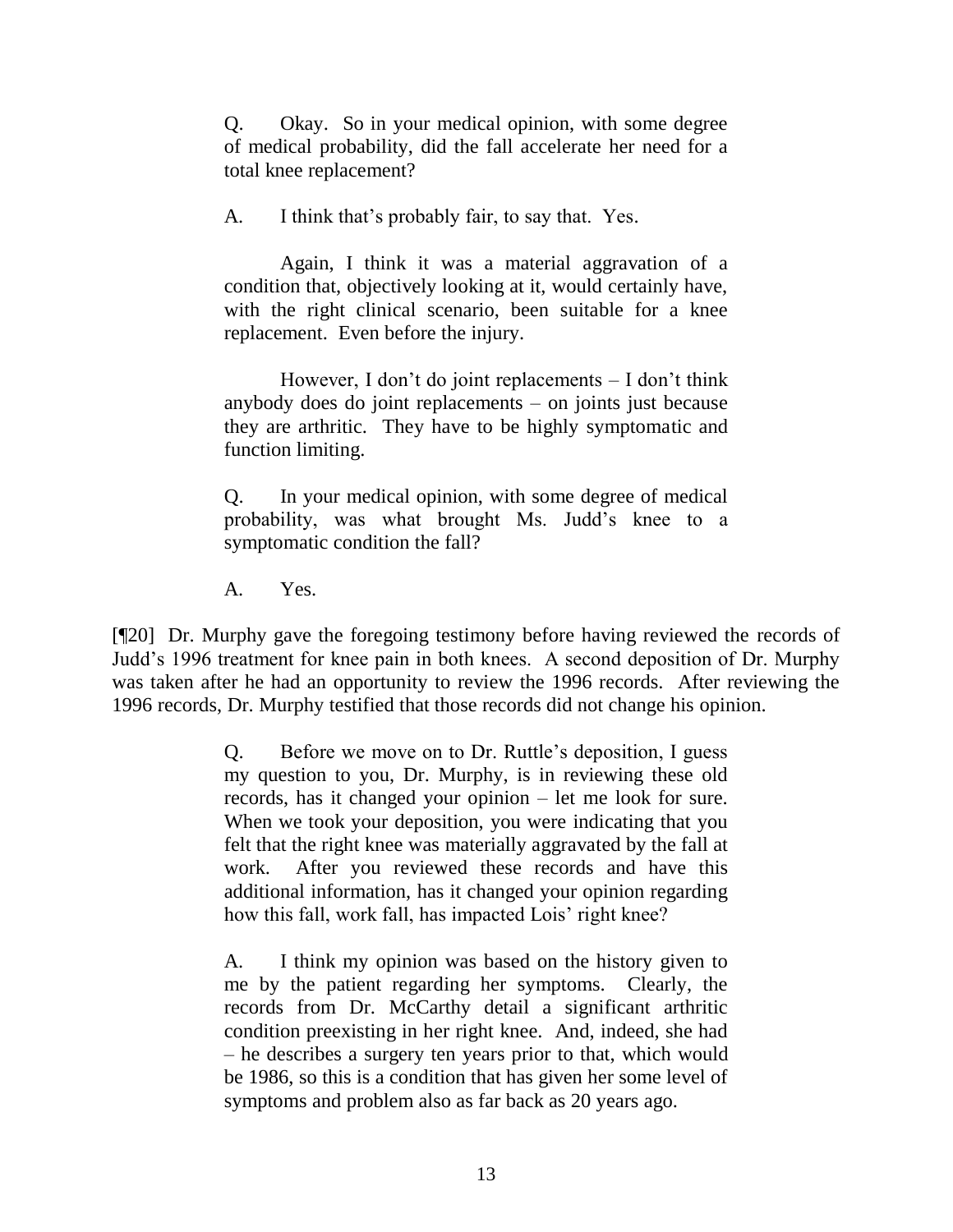> Q. Okay. So in your medical opinion, with some degree of medical probability, did the fall accelerate her need for a total knee replacement?
>
> A. I think that's probably fair, to say that. Yes.
>
> Again, I think it was a material aggravation of a condition that, objectively looking at it, would certainly have, with the right clinical scenario, been suitable for a knee replacement. Even before the injury.
>
> However, I don't do joint replacements – I don't think anybody does do joint replacements – on joints just because they are arthritic. They have to be highly symptomatic and function limiting.
>
> Q. In your medical opinion, with some degree of medical probability, was what brought Ms. Judd's knee to a symptomatic condition the fall?
>
> A. Yes.

[¶20] Dr. Murphy gave the foregoing testimony before having reviewed the records of Judd's 1996 treatment for knee pain in both knees. A second deposition of Dr. Murphy was taken after he had an opportunity to review the 1996 records. After reviewing the 1996 records, Dr. Murphy testified that those records did not change his opinion.

> Q. Before we move on to Dr. Ruttle's deposition, I guess my question to you, Dr. Murphy, is in reviewing these old records, has it changed your opinion – let me look for sure. When we took your deposition, you were indicating that you felt that the right knee was materially aggravated by the fall at work. After you reviewed these records and have this additional information, has it changed your opinion regarding how this fall, work fall, has impacted Lois' right knee?
>
> A. I think my opinion was based on the history given to me by the patient regarding her symptoms. Clearly, the records from Dr. McCarthy detail a significant arthritic condition preexisting in her right knee. And, indeed, she had – he describes a surgery ten years prior to that, which would be 1986, so this is a condition that has given her some level of symptoms and problem also as far back as 20 years ago.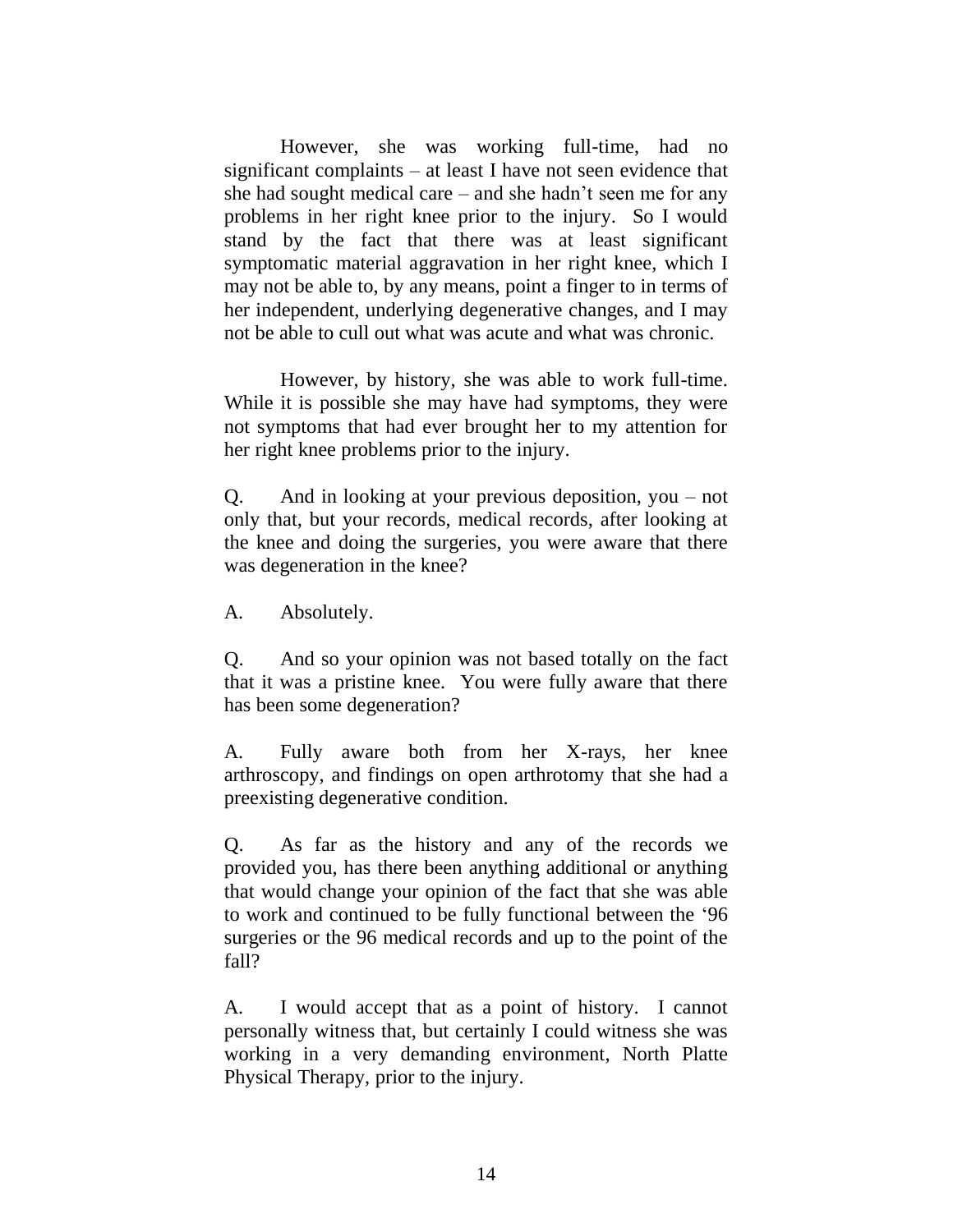However, she was working full-time, had no significant complaints – at least I have not seen evidence that she had sought medical care – and she hadn't seen me for any problems in her right knee prior to the injury. So I would stand by the fact that there was at least significant symptomatic material aggravation in her right knee, which I may not be able to, by any means, point a finger to in terms of her independent, underlying degenerative changes, and I may not be able to cull out what was acute and what was chronic.

However, by history, she was able to work full-time. While it is possible she may have had symptoms, they were not symptoms that had ever brought her to my attention for her right knee problems prior to the injury.

Q. And in looking at your previous deposition, you – not only that, but your records, medical records, after looking at the knee and doing the surgeries, you were aware that there was degeneration in the knee?

A. Absolutely.

Q. And so your opinion was not based totally on the fact that it was a pristine knee. You were fully aware that there has been some degeneration?

A. Fully aware both from her X-rays, her knee arthroscopy, and findings on open arthrotomy that she had a preexisting degenerative condition.

Q. As far as the history and any of the records we provided you, has there been anything additional or anything that would change your opinion of the fact that she was able to work and continued to be fully functional between the '96 surgeries or the 96 medical records and up to the point of the fall?

A. I would accept that as a point of history. I cannot personally witness that, but certainly I could witness she was working in a very demanding environment, North Platte Physical Therapy, prior to the injury.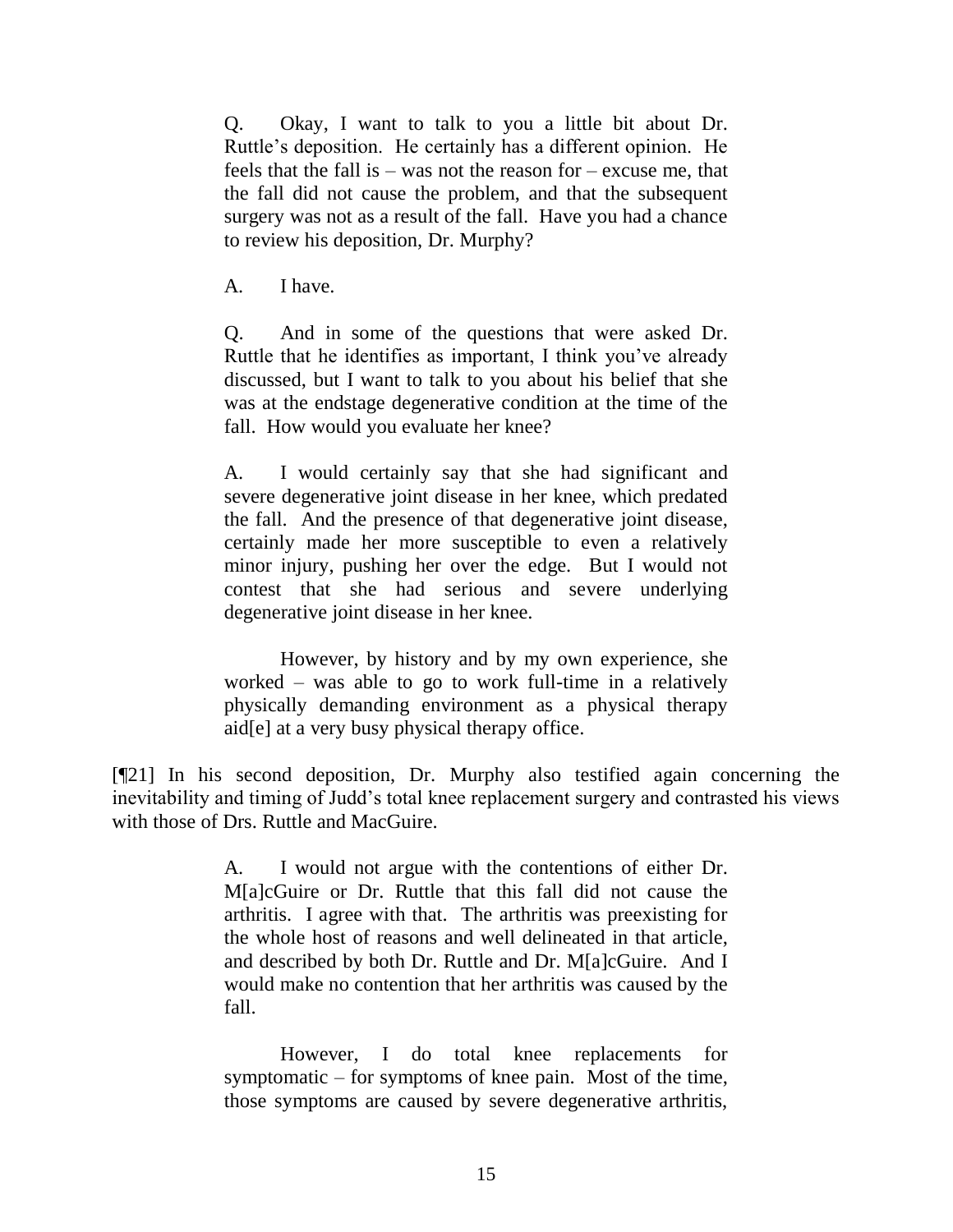> Q. Okay, I want to talk to you a little bit about Dr. Ruttle's deposition. He certainly has a different opinion. He feels that the fall is – was not the reason for – excuse me, that the fall did not cause the problem, and that the subsequent surgery was not as a result of the fall. Have you had a chance to review his deposition, Dr. Murphy?
>
> A. I have.
>
> Q. And in some of the questions that were asked Dr. Ruttle that he identifies as important, I think you've already discussed, but I want to talk to you about his belief that she was at the endstage degenerative condition at the time of the fall. How would you evaluate her knee?
>
> A. I would certainly say that she had significant and severe degenerative joint disease in her knee, which predated the fall. And the presence of that degenerative joint disease, certainly made her more susceptible to even a relatively minor injury, pushing her over the edge. But I would not contest that she had serious and severe underlying degenerative joint disease in her knee.
>
> However, by history and by my own experience, she worked – was able to go to work full-time in a relatively physically demanding environment as a physical therapy aid[e] at a very busy physical therapy office.

[¶21] In his second deposition, Dr. Murphy also testified again concerning the inevitability and timing of Judd's total knee replacement surgery and contrasted his views with those of Drs. Ruttle and MacGuire.

> A. I would not argue with the contentions of either Dr. M[a]cGuire or Dr. Ruttle that this fall did not cause the arthritis. I agree with that. The arthritis was preexisting for the whole host of reasons and well delineated in that article, and described by both Dr. Ruttle and Dr. M[a]cGuire. And I would make no contention that her arthritis was caused by the fall.
>
> However, I do total knee replacements for symptomatic – for symptoms of knee pain. Most of the time, those symptoms are caused by severe degenerative arthritis,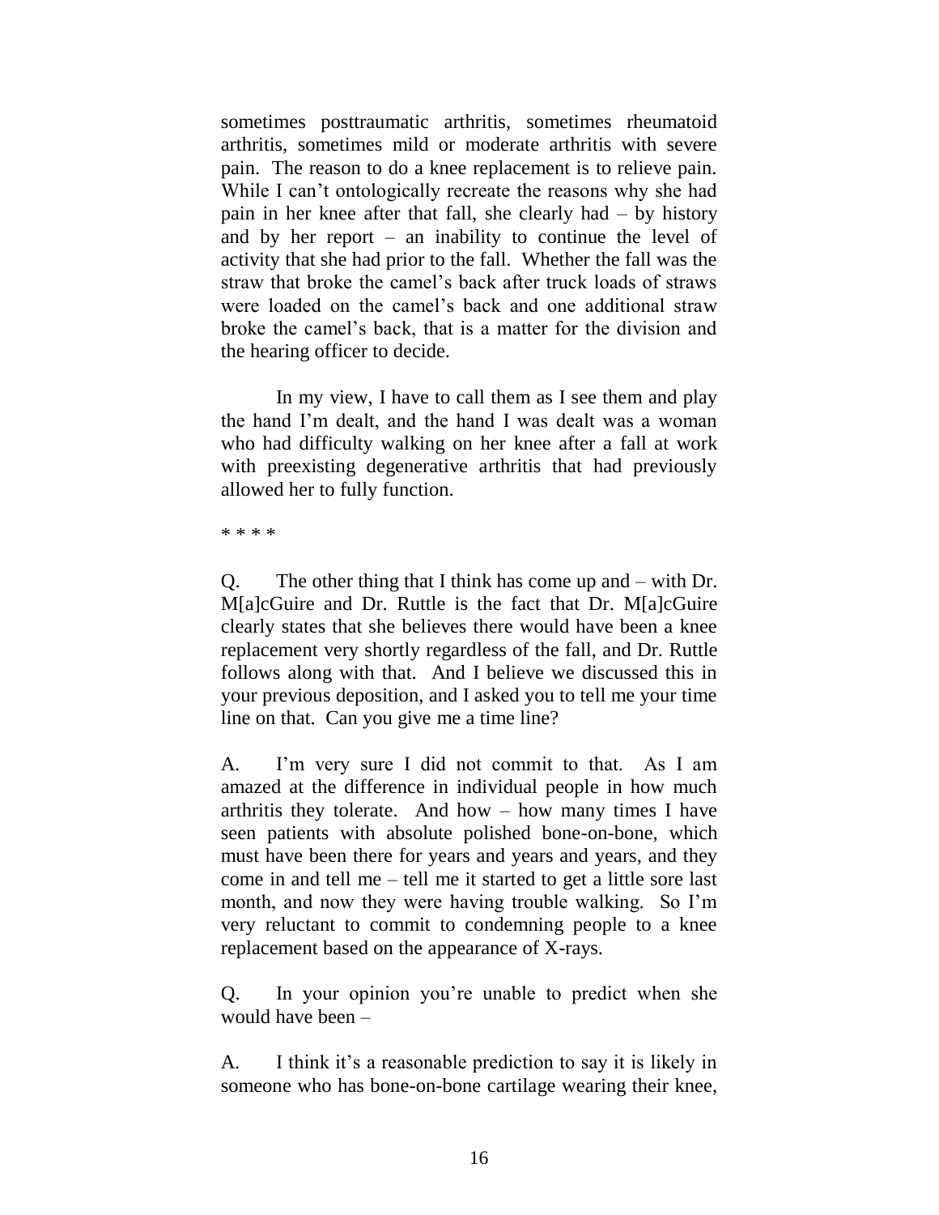sometimes posttraumatic arthritis, sometimes rheumatoid arthritis, sometimes mild or moderate arthritis with severe pain. The reason to do a knee replacement is to relieve pain. While I can't ontologically recreate the reasons why she had pain in her knee after that fall, she clearly had – by history and by her report – an inability to continue the level of activity that she had prior to the fall. Whether the fall was the straw that broke the camel's back after truck loads of straws were loaded on the camel's back and one additional straw broke the camel's back, that is a matter for the division and the hearing officer to decide.

In my view, I have to call them as I see them and play the hand I'm dealt, and the hand I was dealt was a woman who had difficulty walking on her knee after a fall at work with preexisting degenerative arthritis that had previously allowed her to fully function.

* * * *

Q. The other thing that I think has come up and – with Dr. M[a]cGuire and Dr. Ruttle is the fact that Dr. M[a]cGuire clearly states that she believes there would have been a knee replacement very shortly regardless of the fall, and Dr. Ruttle follows along with that. And I believe we discussed this in your previous deposition, and I asked you to tell me your time line on that. Can you give me a time line?

A. I'm very sure I did not commit to that. As I am amazed at the difference in individual people in how much arthritis they tolerate. And how – how many times I have seen patients with absolute polished bone-on-bone, which must have been there for years and years and years, and they come in and tell me – tell me it started to get a little sore last month, and now they were having trouble walking. So I'm very reluctant to commit to condemning people to a knee replacement based on the appearance of X-rays.

Q. In your opinion you're unable to predict when she would have been –

A. I think it's a reasonable prediction to say it is likely in someone who has bone-on-bone cartilage wearing their knee,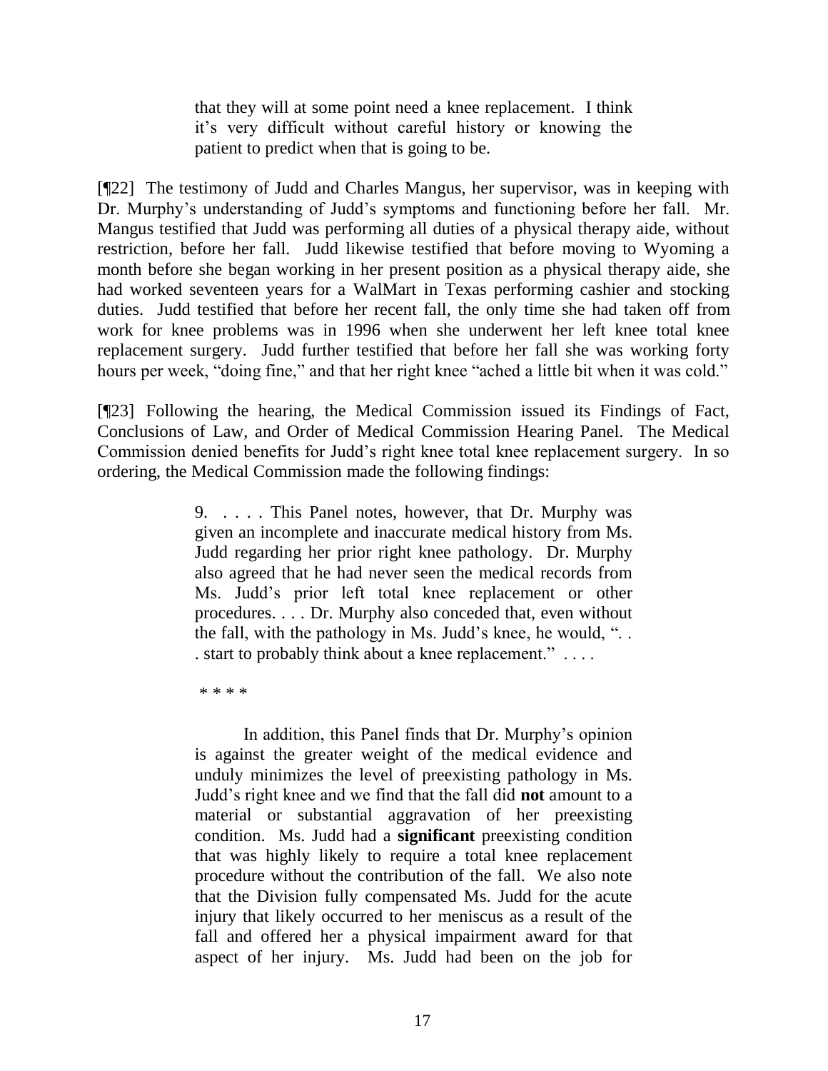> that they will at some point need a knee replacement. I think it's very difficult without careful history or knowing the patient to predict when that is going to be.

[¶22] The testimony of Judd and Charles Mangus, her supervisor, was in keeping with Dr. Murphy's understanding of Judd's symptoms and functioning before her fall. Mr. Mangus testified that Judd was performing all duties of a physical therapy aide, without restriction, before her fall. Judd likewise testified that before moving to Wyoming a month before she began working in her present position as a physical therapy aide, she had worked seventeen years for a WalMart in Texas performing cashier and stocking duties. Judd testified that before her recent fall, the only time she had taken off from work for knee problems was in 1996 when she underwent her left knee total knee replacement surgery. Judd further testified that before her fall she was working forty hours per week, "doing fine," and that her right knee "ached a little bit when it was cold."

[¶23] Following the hearing, the Medical Commission issued its Findings of Fact, Conclusions of Law, and Order of Medical Commission Hearing Panel. The Medical Commission denied benefits for Judd's right knee total knee replacement surgery. In so ordering, the Medical Commission made the following findings:

> 9. . . . . This Panel notes, however, that Dr. Murphy was given an incomplete and inaccurate medical history from Ms. Judd regarding her prior right knee pathology. Dr. Murphy also agreed that he had never seen the medical records from Ms. Judd's prior left total knee replacement or other procedures. . . . Dr. Murphy also conceded that, even without the fall, with the pathology in Ms. Judd's knee, he would, ". . . start to probably think about a knee replacement." . . . .
>
> \* \* \* \*
>
> In addition, this Panel finds that Dr. Murphy's opinion is against the greater weight of the medical evidence and unduly minimizes the level of preexisting pathology in Ms. Judd's right knee and we find that the fall did **not** amount to a material or substantial aggravation of her preexisting condition. Ms. Judd had a **significant** preexisting condition that was highly likely to require a total knee replacement procedure without the contribution of the fall. We also note that the Division fully compensated Ms. Judd for the acute injury that likely occurred to her meniscus as a result of the fall and offered her a physical impairment award for that aspect of her injury. Ms. Judd had been on the job for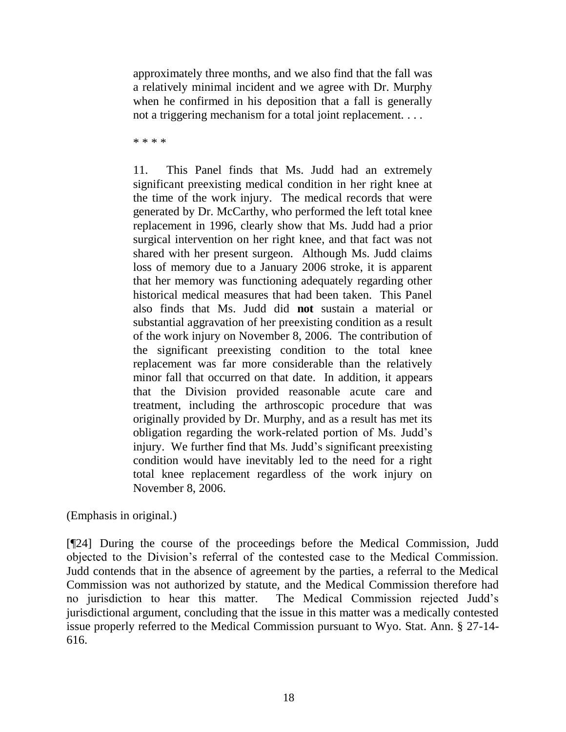> approximately three months, and we also find that the fall was a relatively minimal incident and we agree with Dr. Murphy when he confirmed in his deposition that a fall is generally not a triggering mechanism for a total joint replacement. . . .
>
> * * * *
>
> 11. This Panel finds that Ms. Judd had an extremely significant preexisting medical condition in her right knee at the time of the work injury. The medical records that were generated by Dr. McCarthy, who performed the left total knee replacement in 1996, clearly show that Ms. Judd had a prior surgical intervention on her right knee, and that fact was not shared with her present surgeon. Although Ms. Judd claims loss of memory due to a January 2006 stroke, it is apparent that her memory was functioning adequately regarding other historical medical measures that had been taken. This Panel also finds that Ms. Judd did **not** sustain a material or substantial aggravation of her preexisting condition as a result of the work injury on November 8, 2006. The contribution of the significant preexisting condition to the total knee replacement was far more considerable than the relatively minor fall that occurred on that date. In addition, it appears that the Division provided reasonable acute care and treatment, including the arthroscopic procedure that was originally provided by Dr. Murphy, and as a result has met its obligation regarding the work-related portion of Ms. Judd's injury. We further find that Ms. Judd's significant preexisting condition would have inevitably led to the need for a right total knee replacement regardless of the work injury on November 8, 2006.

(Emphasis in original.)

[¶24] During the course of the proceedings before the Medical Commission, Judd objected to the Division's referral of the contested case to the Medical Commission. Judd contends that in the absence of agreement by the parties, a referral to the Medical Commission was not authorized by statute, and the Medical Commission therefore had no jurisdiction to hear this matter. The Medical Commission rejected Judd's jurisdictional argument, concluding that the issue in this matter was a medically contested issue properly referred to the Medical Commission pursuant to Wyo. Stat. Ann. § 27-14-616.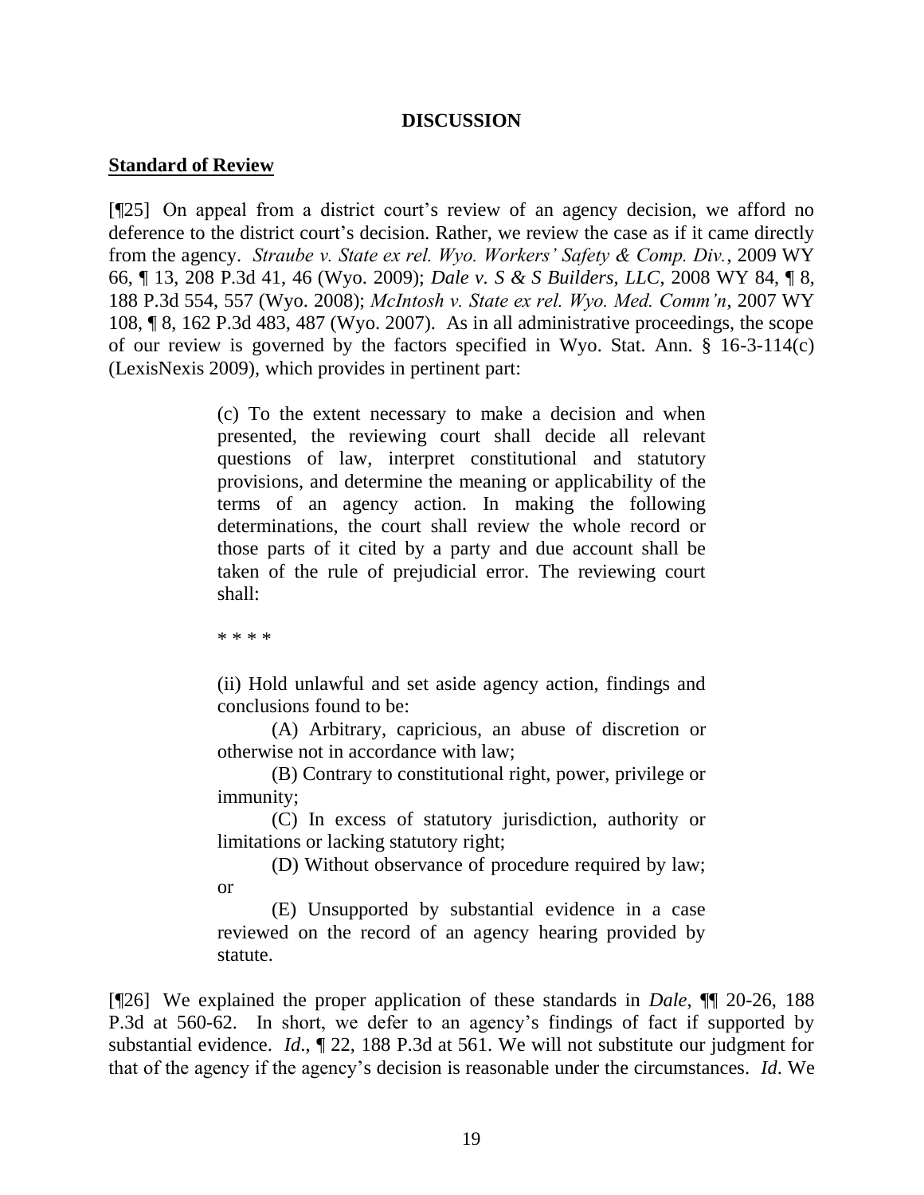**DISCUSSION**

**Standard of Review**

[¶25] On appeal from a district court's review of an agency decision, we afford no deference to the district court's decision. Rather, we review the case as if it came directly from the agency. *Straube v. State ex rel. Wyo. Workers' Safety & Comp. Div.*, 2009 WY 66, ¶ 13, 208 P.3d 41, 46 (Wyo. 2009); *Dale v. S & S Builders, LLC*, 2008 WY 84, ¶ 8, 188 P.3d 554, 557 (Wyo. 2008); *McIntosh v. State ex rel. Wyo. Med. Comm'n*, 2007 WY 108, ¶ 8, 162 P.3d 483, 487 (Wyo. 2007). As in all administrative proceedings, the scope of our review is governed by the factors specified in Wyo. Stat. Ann. § 16-3-114(c) (LexisNexis 2009), which provides in pertinent part:

> (c) To the extent necessary to make a decision and when presented, the reviewing court shall decide all relevant questions of law, interpret constitutional and statutory provisions, and determine the meaning or applicability of the terms of an agency action. In making the following determinations, the court shall review the whole record or those parts of it cited by a party and due account shall be taken of the rule of prejudicial error. The reviewing court shall:
>
> * * * *
>
> (ii) Hold unlawful and set aside agency action, findings and conclusions found to be:
>
> (A) Arbitrary, capricious, an abuse of discretion or otherwise not in accordance with law;
>
> (B) Contrary to constitutional right, power, privilege or immunity;
>
> (C) In excess of statutory jurisdiction, authority or limitations or lacking statutory right;
>
> (D) Without observance of procedure required by law; or
>
> (E) Unsupported by substantial evidence in a case reviewed on the record of an agency hearing provided by statute.

[¶26] We explained the proper application of these standards in *Dale*, ¶¶ 20-26, 188 P.3d at 560-62. In short, we defer to an agency's findings of fact if supported by substantial evidence. *Id.*, ¶ 22, 188 P.3d at 561. We will not substitute our judgment for that of the agency if the agency's decision is reasonable under the circumstances. *Id*. We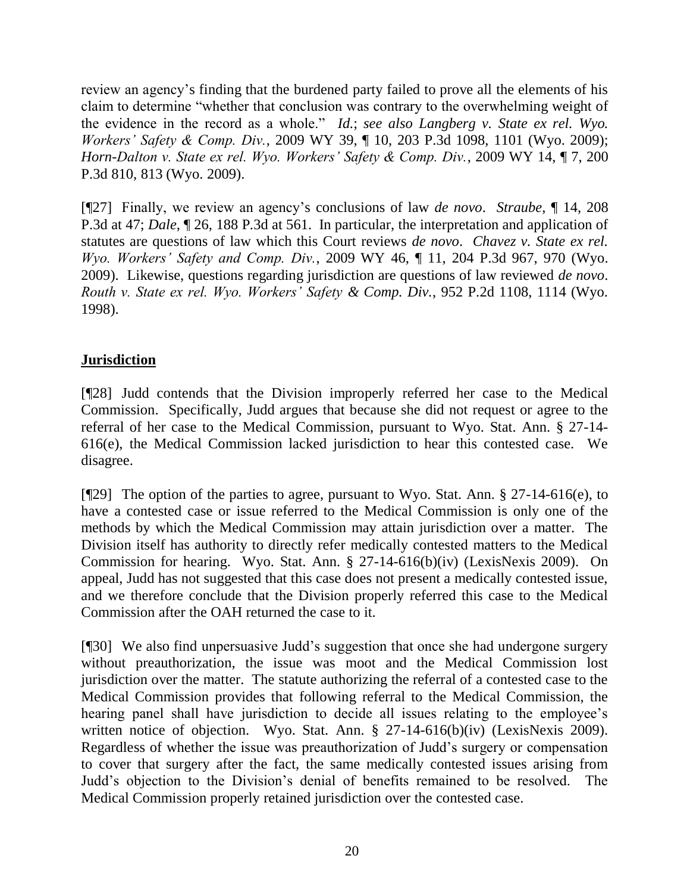review an agency's finding that the burdened party failed to prove all the elements of his claim to determine "whether that conclusion was contrary to the overwhelming weight of the evidence in the record as a whole." *Id.*; *see also Langberg v. State ex rel. Wyo. Workers' Safety & Comp. Div.*, 2009 WY 39, ¶ 10, 203 P.3d 1098, 1101 (Wyo. 2009); *Horn-Dalton v. State ex rel. Wyo. Workers' Safety & Comp. Div.*, 2009 WY 14, ¶ 7, 200 P.3d 810, 813 (Wyo. 2009).

[¶27] Finally, we review an agency's conclusions of law *de novo*. *Straube*, ¶ 14, 208 P.3d at 47; *Dale*, ¶ 26, 188 P.3d at 561. In particular, the interpretation and application of statutes are questions of law which this Court reviews *de novo*. *Chavez v. State ex rel. Wyo. Workers' Safety and Comp. Div.*, 2009 WY 46, ¶ 11, 204 P.3d 967, 970 (Wyo. 2009). Likewise, questions regarding jurisdiction are questions of law reviewed *de novo*. *Routh v. State ex rel. Wyo. Workers' Safety & Comp. Div.*, 952 P.2d 1108, 1114 (Wyo. 1998).

## Jurisdiction

[¶28] Judd contends that the Division improperly referred her case to the Medical Commission. Specifically, Judd argues that because she did not request or agree to the referral of her case to the Medical Commission, pursuant to Wyo. Stat. Ann. § 27-14-616(e), the Medical Commission lacked jurisdiction to hear this contested case. We disagree.

[¶29] The option of the parties to agree, pursuant to Wyo. Stat. Ann. § 27-14-616(e), to have a contested case or issue referred to the Medical Commission is only one of the methods by which the Medical Commission may attain jurisdiction over a matter. The Division itself has authority to directly refer medically contested matters to the Medical Commission for hearing. Wyo. Stat. Ann. § 27-14-616(b)(iv) (LexisNexis 2009). On appeal, Judd has not suggested that this case does not present a medically contested issue, and we therefore conclude that the Division properly referred this case to the Medical Commission after the OAH returned the case to it.

[¶30] We also find unpersuasive Judd's suggestion that once she had undergone surgery without preauthorization, the issue was moot and the Medical Commission lost jurisdiction over the matter. The statute authorizing the referral of a contested case to the Medical Commission provides that following referral to the Medical Commission, the hearing panel shall have jurisdiction to decide all issues relating to the employee's written notice of objection. Wyo. Stat. Ann. § 27-14-616(b)(iv) (LexisNexis 2009). Regardless of whether the issue was preauthorization of Judd's surgery or compensation to cover that surgery after the fact, the same medically contested issues arising from Judd's objection to the Division's denial of benefits remained to be resolved. The Medical Commission properly retained jurisdiction over the contested case.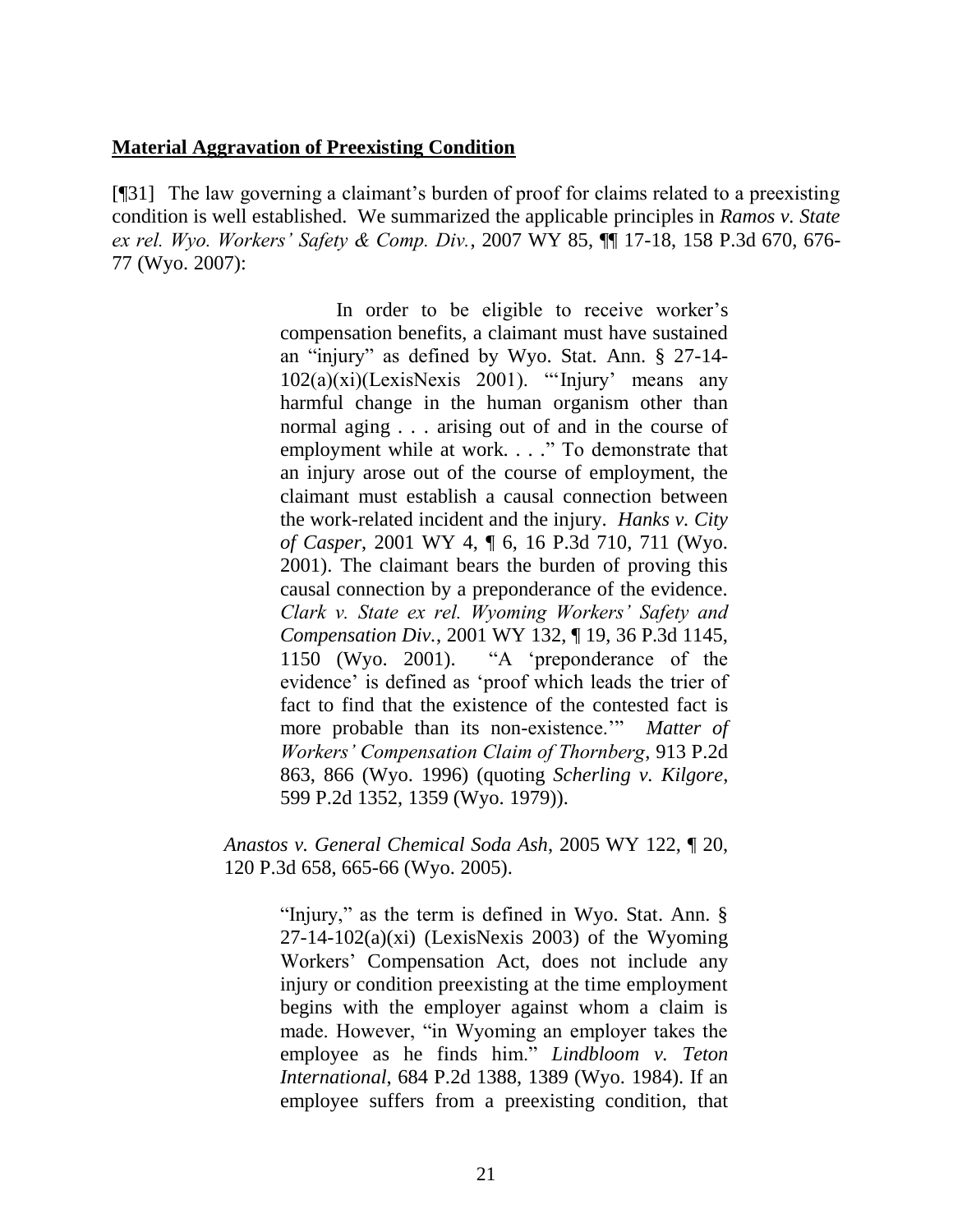**Material Aggravation of Preexisting Condition**

[¶31] The law governing a claimant's burden of proof for claims related to a preexisting condition is well established. We summarized the applicable principles in *Ramos v. State ex rel. Wyo. Workers' Safety & Comp. Div.*, 2007 WY 85, ¶¶ 17-18, 158 P.3d 670, 676-77 (Wyo. 2007):

> In order to be eligible to receive worker's compensation benefits, a claimant must have sustained an "injury" as defined by Wyo. Stat. Ann. § 27-14-102(a)(xi)(LexisNexis 2001). "'Injury' means any harmful change in the human organism other than normal aging . . . arising out of and in the course of employment while at work. . . ." To demonstrate that an injury arose out of the course of employment, the claimant must establish a causal connection between the work-related incident and the injury. *Hanks v. City of Casper*, 2001 WY 4, ¶ 6, 16 P.3d 710, 711 (Wyo. 2001). The claimant bears the burden of proving this causal connection by a preponderance of the evidence. *Clark v. State ex rel. Wyoming Workers' Safety and Compensation Div.*, 2001 WY 132, ¶ 19, 36 P.3d 1145, 1150 (Wyo. 2001). "A 'preponderance of the evidence' is defined as 'proof which leads the trier of fact to find that the existence of the contested fact is more probable than its non-existence.'" *Matter of Workers' Compensation Claim of Thornberg*, 913 P.2d 863, 866 (Wyo. 1996) (quoting *Scherling v. Kilgore*, 599 P.2d 1352, 1359 (Wyo. 1979)).
>
> *Anastos v. General Chemical Soda Ash*, 2005 WY 122, ¶ 20, 120 P.3d 658, 665-66 (Wyo. 2005).
>
> "Injury," as the term is defined in Wyo. Stat. Ann. § 27-14-102(a)(xi) (LexisNexis 2003) of the Wyoming Workers' Compensation Act, does not include any injury or condition preexisting at the time employment begins with the employer against whom a claim is made. However, "in Wyoming an employer takes the employee as he finds him." *Lindbloom v. Teton International*, 684 P.2d 1388, 1389 (Wyo. 1984). If an employee suffers from a preexisting condition, that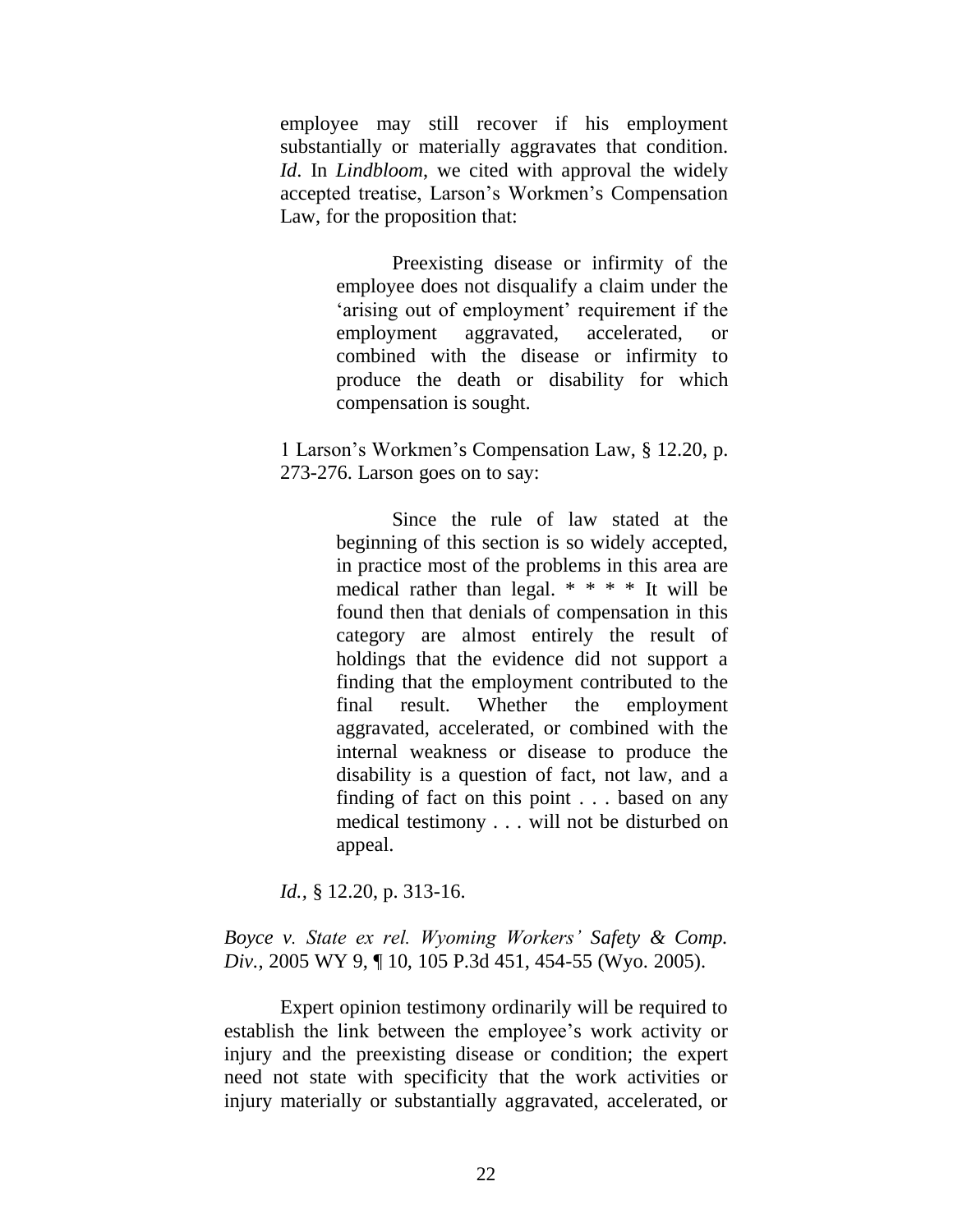> employee may still recover if his employment substantially or materially aggravates that condition. *Id*. In *Lindbloom*, we cited with approval the widely accepted treatise, Larson's Workmen's Compensation Law, for the proposition that:
>
> > Preexisting disease or infirmity of the employee does not disqualify a claim under the 'arising out of employment' requirement if the employment aggravated, accelerated, or combined with the disease or infirmity to produce the death or disability for which compensation is sought.
>
> 1 Larson's Workmen's Compensation Law, § 12.20, p. 273-276. Larson goes on to say:
>
> > Since the rule of law stated at the beginning of this section is so widely accepted, in practice most of the problems in this area are medical rather than legal. * * * * It will be found then that denials of compensation in this category are almost entirely the result of holdings that the evidence did not support a finding that the employment contributed to the final result. Whether the employment aggravated, accelerated, or combined with the internal weakness or disease to produce the disability is a question of fact, not law, and a finding of fact on this point . . . based on any medical testimony . . . will not be disturbed on appeal.
>
> *Id.*, § 12.20, p. 313-16.

*Boyce v. State ex rel. Wyoming Workers' Safety & Comp. Div.*, 2005 WY 9, ¶ 10, 105 P.3d 451, 454-55 (Wyo. 2005).

Expert opinion testimony ordinarily will be required to establish the link between the employee's work activity or injury and the preexisting disease or condition; the expert need not state with specificity that the work activities or injury materially or substantially aggravated, accelerated, or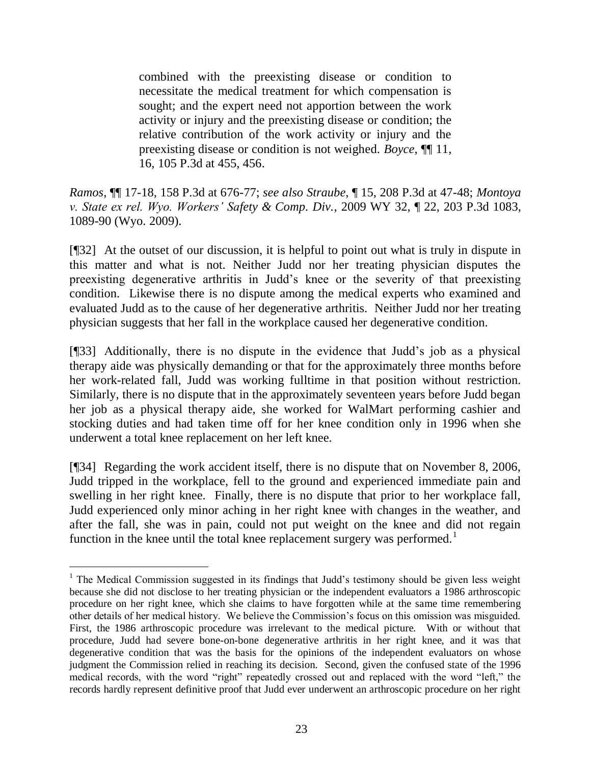> combined with the preexisting disease or condition to necessitate the medical treatment for which compensation is sought; and the expert need not apportion between the work activity or injury and the preexisting disease or condition; the relative contribution of the work activity or injury and the preexisting disease or condition is not weighed. *Boyce*, ¶¶ 11, 16, 105 P.3d at 455, 456.

*Ramos*, ¶¶ 17-18, 158 P.3d at 676-77; *see also Straube*, ¶ 15, 208 P.3d at 47-48; *Montoya v. State ex rel. Wyo. Workers' Safety & Comp. Div.*, 2009 WY 32, ¶ 22, 203 P.3d 1083, 1089-90 (Wyo. 2009).

[¶32] At the outset of our discussion, it is helpful to point out what is truly in dispute in this matter and what is not. Neither Judd nor her treating physician disputes the preexisting degenerative arthritis in Judd's knee or the severity of that preexisting condition. Likewise there is no dispute among the medical experts who examined and evaluated Judd as to the cause of her degenerative arthritis. Neither Judd nor her treating physician suggests that her fall in the workplace caused her degenerative condition.

[¶33] Additionally, there is no dispute in the evidence that Judd's job as a physical therapy aide was physically demanding or that for the approximately three months before her work-related fall, Judd was working fulltime in that position without restriction. Similarly, there is no dispute that in the approximately seventeen years before Judd began her job as a physical therapy aide, she worked for WalMart performing cashier and stocking duties and had taken time off for her knee condition only in 1996 when she underwent a total knee replacement on her left knee.

[¶34] Regarding the work accident itself, there is no dispute that on November 8, 2006, Judd tripped in the workplace, fell to the ground and experienced immediate pain and swelling in her right knee. Finally, there is no dispute that prior to her workplace fall, Judd experienced only minor aching in her right knee with changes in the weather, and after the fall, she was in pain, could not put weight on the knee and did not regain function in the knee until the total knee replacement surgery was performed.[1]

---

[1] The Medical Commission suggested in its findings that Judd's testimony should be given less weight because she did not disclose to her treating physician or the independent evaluators a 1986 arthroscopic procedure on her right knee, which she claims to have forgotten while at the same time remembering other details of her medical history. We believe the Commission's focus on this omission was misguided. First, the 1986 arthroscopic procedure was irrelevant to the medical picture. With or without that procedure, Judd had severe bone-on-bone degenerative arthritis in her right knee, and it was that degenerative condition that was the basis for the opinions of the independent evaluators on whose judgment the Commission relied in reaching its decision. Second, given the confused state of the 1996 medical records, with the word "right" repeatedly crossed out and replaced with the word "left," the records hardly represent definitive proof that Judd ever underwent an arthroscopic procedure on her right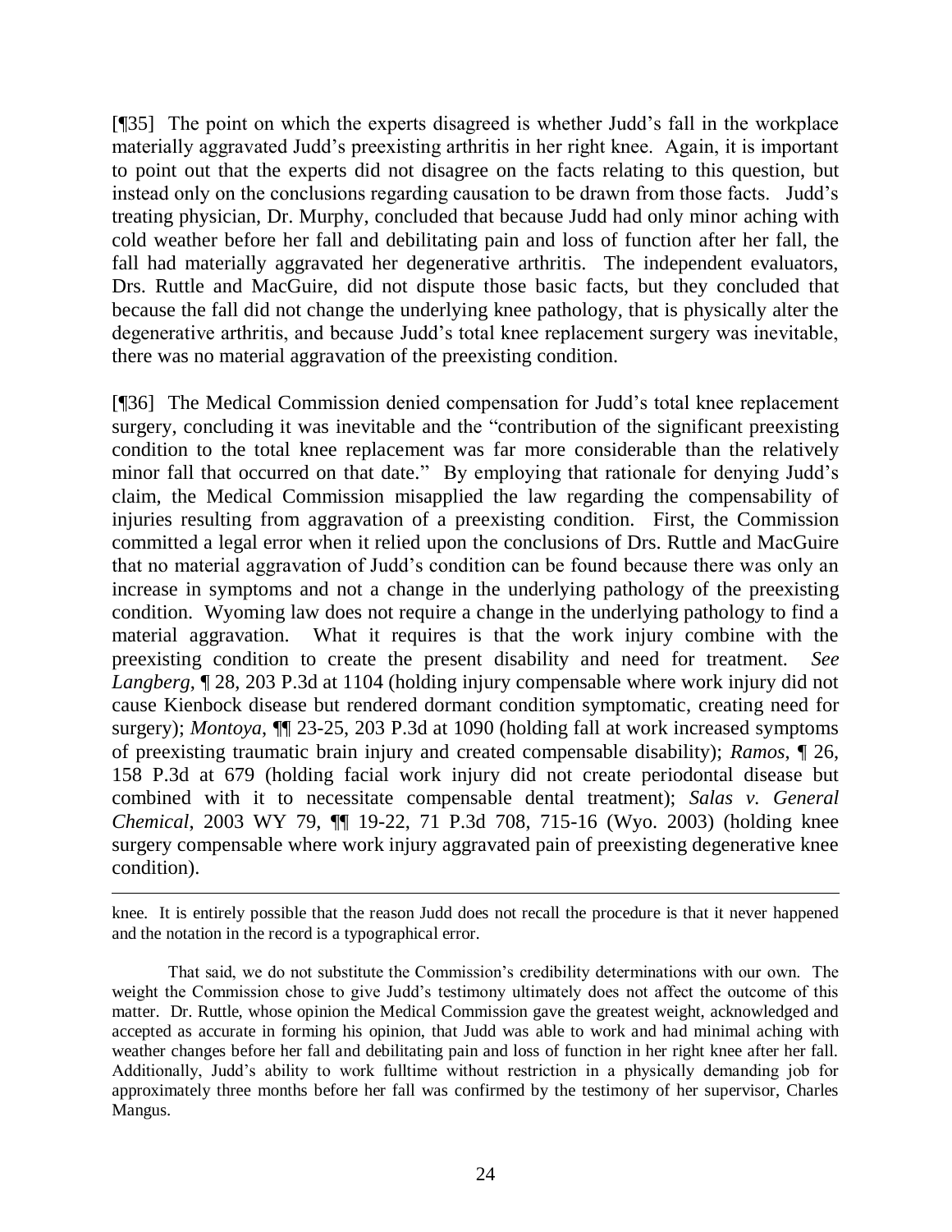[¶35] The point on which the experts disagreed is whether Judd's fall in the workplace materially aggravated Judd's preexisting arthritis in her right knee. Again, it is important to point out that the experts did not disagree on the facts relating to this question, but instead only on the conclusions regarding causation to be drawn from those facts. Judd's treating physician, Dr. Murphy, concluded that because Judd had only minor aching with cold weather before her fall and debilitating pain and loss of function after her fall, the fall had materially aggravated her degenerative arthritis. The independent evaluators, Drs. Ruttle and MacGuire, did not dispute those basic facts, but they concluded that because the fall did not change the underlying knee pathology, that is physically alter the degenerative arthritis, and because Judd's total knee replacement surgery was inevitable, there was no material aggravation of the preexisting condition.

[¶36] The Medical Commission denied compensation for Judd's total knee replacement surgery, concluding it was inevitable and the "contribution of the significant preexisting condition to the total knee replacement was far more considerable than the relatively minor fall that occurred on that date." By employing that rationale for denying Judd's claim, the Medical Commission misapplied the law regarding the compensability of injuries resulting from aggravation of a preexisting condition. First, the Commission committed a legal error when it relied upon the conclusions of Drs. Ruttle and MacGuire that no material aggravation of Judd's condition can be found because there was only an increase in symptoms and not a change in the underlying pathology of the preexisting condition. Wyoming law does not require a change in the underlying pathology to find a material aggravation. What it requires is that the work injury combine with the preexisting condition to create the present disability and need for treatment. *See Langberg*, ¶ 28, 203 P.3d at 1104 (holding injury compensable where work injury did not cause Kienbock disease but rendered dormant condition symptomatic, creating need for surgery); *Montoya*, ¶¶ 23-25, 203 P.3d at 1090 (holding fall at work increased symptoms of preexisting traumatic brain injury and created compensable disability); *Ramos*, ¶ 26, 158 P.3d at 679 (holding facial work injury did not create periodontal disease but combined with it to necessitate compensable dental treatment); *Salas v. General Chemical*, 2003 WY 79, ¶¶ 19-22, 71 P.3d 708, 715-16 (Wyo. 2003) (holding knee surgery compensable where work injury aggravated pain of preexisting degenerative knee condition).

---

knee. It is entirely possible that the reason Judd does not recall the procedure is that it never happened and the notation in the record is a typographical error.

That said, we do not substitute the Commission's credibility determinations with our own. The weight the Commission chose to give Judd's testimony ultimately does not affect the outcome of this matter. Dr. Ruttle, whose opinion the Medical Commission gave the greatest weight, acknowledged and accepted as accurate in forming his opinion, that Judd was able to work and had minimal aching with weather changes before her fall and debilitating pain and loss of function in her right knee after her fall. Additionally, Judd's ability to work fulltime without restriction in a physically demanding job for approximately three months before her fall was confirmed by the testimony of her supervisor, Charles Mangus.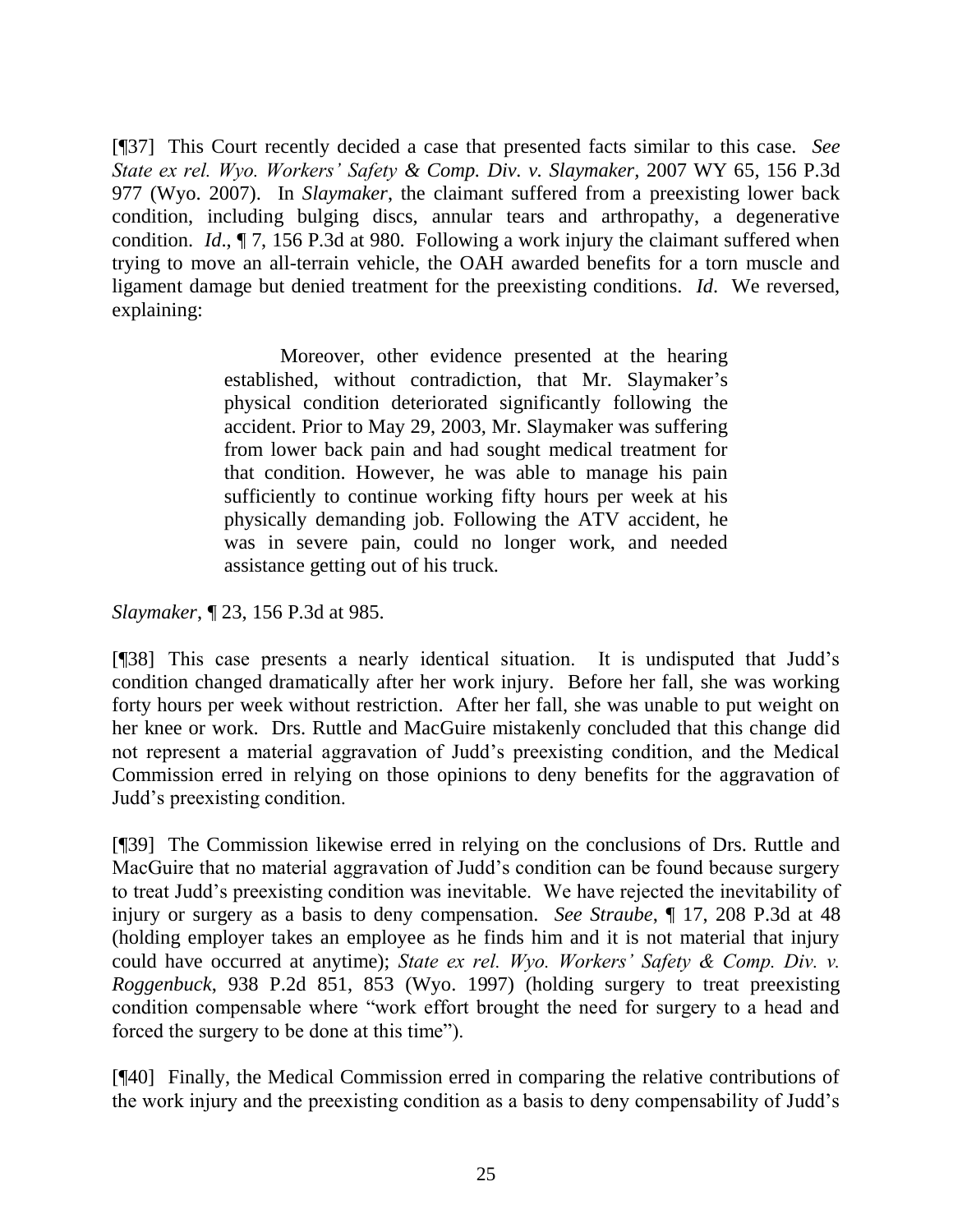[¶37] This Court recently decided a case that presented facts similar to this case. *See State ex rel. Wyo. Workers' Safety & Comp. Div. v. Slaymaker,* 2007 WY 65, 156 P.3d 977 (Wyo. 2007). In *Slaymaker*, the claimant suffered from a preexisting lower back condition, including bulging discs, annular tears and arthropathy, a degenerative condition. *Id*., ¶ 7, 156 P.3d at 980. Following a work injury the claimant suffered when trying to move an all-terrain vehicle, the OAH awarded benefits for a torn muscle and ligament damage but denied treatment for the preexisting conditions. *Id*. We reversed, explaining:

> Moreover, other evidence presented at the hearing established, without contradiction, that Mr. Slaymaker's physical condition deteriorated significantly following the accident. Prior to May 29, 2003, Mr. Slaymaker was suffering from lower back pain and had sought medical treatment for that condition. However, he was able to manage his pain sufficiently to continue working fifty hours per week at his physically demanding job. Following the ATV accident, he was in severe pain, could no longer work, and needed assistance getting out of his truck.

*Slaymaker*, ¶ 23, 156 P.3d at 985.

[¶38] This case presents a nearly identical situation. It is undisputed that Judd's condition changed dramatically after her work injury. Before her fall, she was working forty hours per week without restriction. After her fall, she was unable to put weight on her knee or work. Drs. Ruttle and MacGuire mistakenly concluded that this change did not represent a material aggravation of Judd's preexisting condition, and the Medical Commission erred in relying on those opinions to deny benefits for the aggravation of Judd's preexisting condition.

[¶39] The Commission likewise erred in relying on the conclusions of Drs. Ruttle and MacGuire that no material aggravation of Judd's condition can be found because surgery to treat Judd's preexisting condition was inevitable. We have rejected the inevitability of injury or surgery as a basis to deny compensation. *See Straube*, ¶ 17, 208 P.3d at 48 (holding employer takes an employee as he finds him and it is not material that injury could have occurred at anytime); *State ex rel. Wyo. Workers' Safety & Comp. Div. v. Roggenbuck*, 938 P.2d 851, 853 (Wyo. 1997) (holding surgery to treat preexisting condition compensable where "work effort brought the need for surgery to a head and forced the surgery to be done at this time").

[¶40] Finally, the Medical Commission erred in comparing the relative contributions of the work injury and the preexisting condition as a basis to deny compensability of Judd's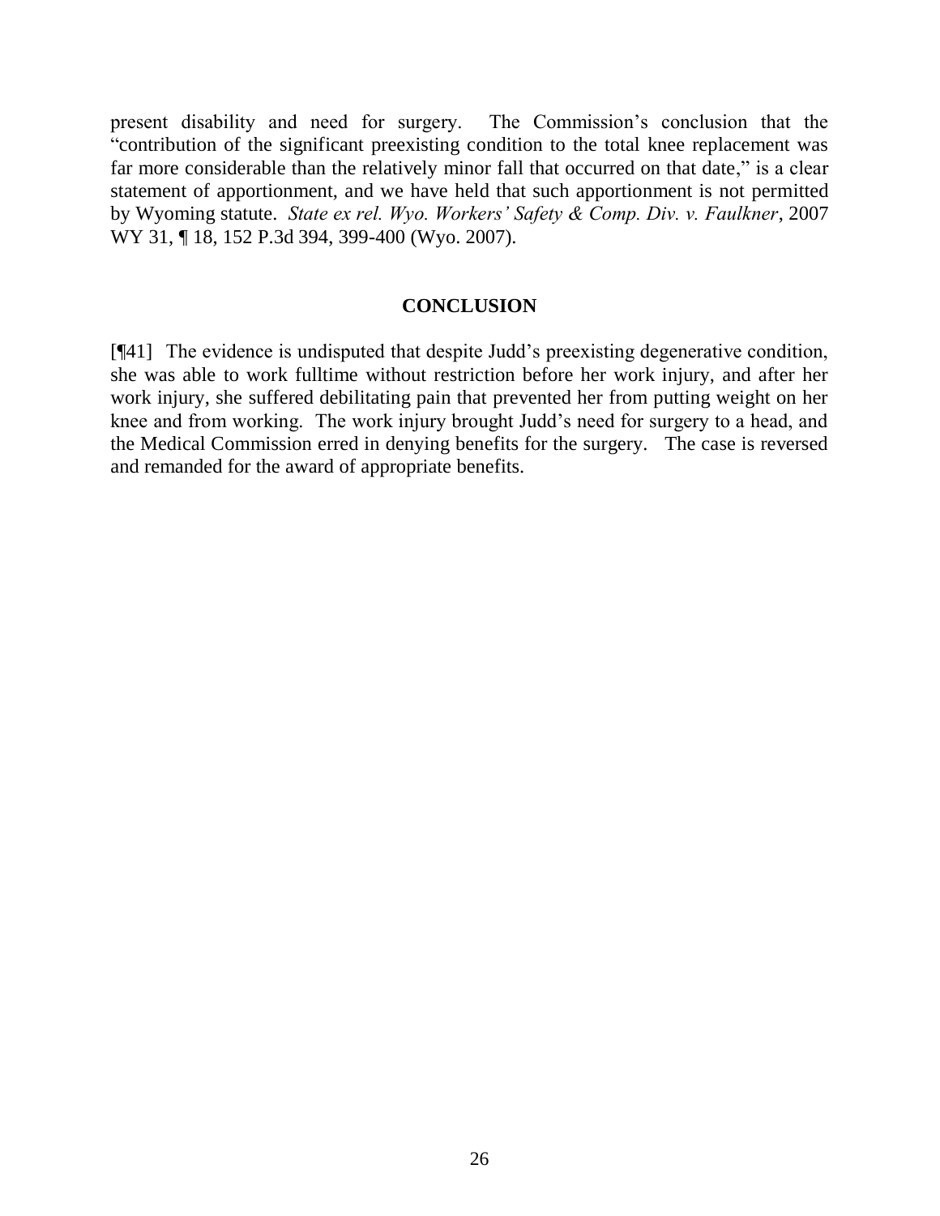present disability and need for surgery. The Commission's conclusion that the "contribution of the significant preexisting condition to the total knee replacement was far more considerable than the relatively minor fall that occurred on that date," is a clear statement of apportionment, and we have held that such apportionment is not permitted by Wyoming statute. *State ex rel. Wyo. Workers' Safety & Comp. Div. v. Faulkner*, 2007 WY 31, ¶ 18, 152 P.3d 394, 399-400 (Wyo. 2007).

## CONCLUSION

[¶41] The evidence is undisputed that despite Judd's preexisting degenerative condition, she was able to work fulltime without restriction before her work injury, and after her work injury, she suffered debilitating pain that prevented her from putting weight on her knee and from working. The work injury brought Judd's need for surgery to a head, and the Medical Commission erred in denying benefits for the surgery. The case is reversed and remanded for the award of appropriate benefits.